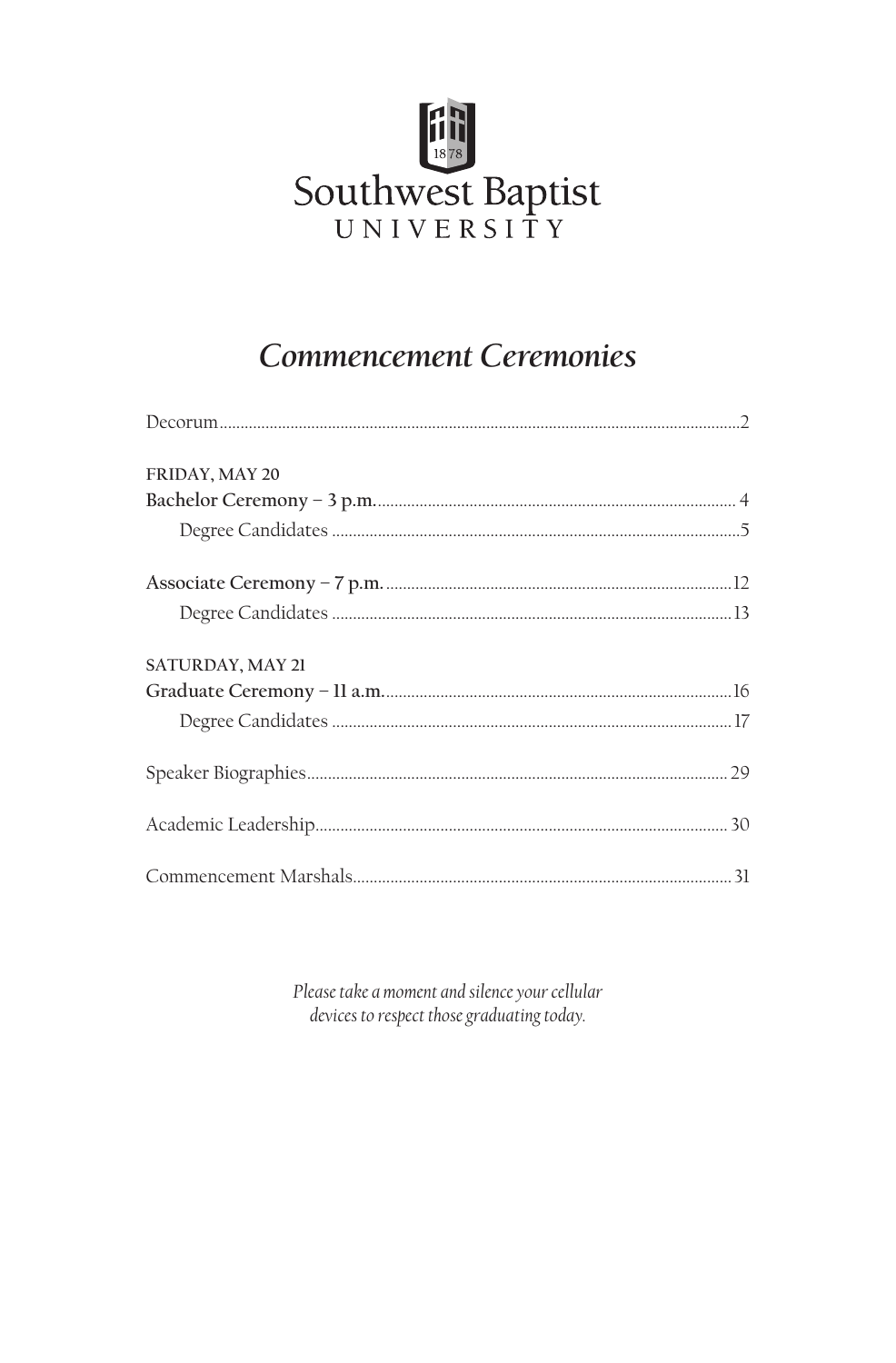Southwest Baptist
UNIVERSITY

# *Commencement Ceremonies*

| | |
|---|---|
| Decorum | 2 |
| FRIDAY, MAY 20 | |
| **Bachelor Ceremony – 3 p.m.** | 4 |
| Degree Candidates | 5 |
| **Associate Ceremony – 7 p.m.** | 12 |
| Degree Candidates | 13 |
| SATURDAY, MAY 21 | |
| **Graduate Ceremony – 11 a.m.** | 16 |
| Degree Candidates | 17 |
| Speaker Biographies | 29 |
| Academic Leadership | 30 |
| Commencement Marshals | 31 |

*Please take a moment and silence your cellular devices to respect those graduating today.*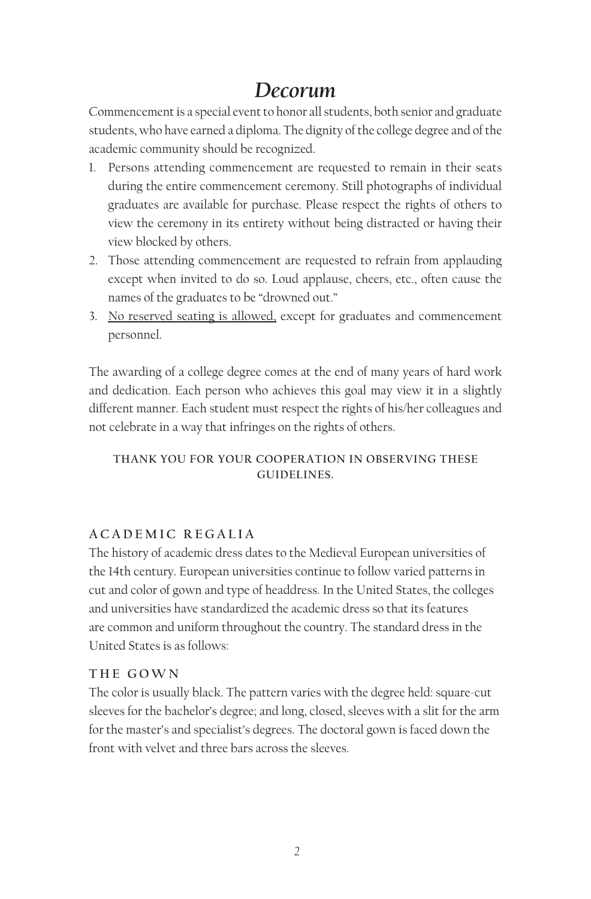# *Decorum*

Commencement is a special event to honor all students, both senior and graduate students, who have earned a diploma. The dignity of the college degree and of the academic community should be recognized.

1. Persons attending commencement are requested to remain in their seats during the entire commencement ceremony. Still photographs of individual graduates are available for purchase. Please respect the rights of others to view the ceremony in its entirety without being distracted or having their view blocked by others.
2. Those attending commencement are requested to refrain from applauding except when invited to do so. Loud applause, cheers, etc., often cause the names of the graduates to be "drowned out."
3. <u>No reserved seating is allowed,</u> except for graduates and commencement personnel.

The awarding of a college degree comes at the end of many years of hard work and dedication. Each person who achieves this goal may view it in a slightly different manner. Each student must respect the rights of his/her colleagues and not celebrate in a way that infringes on the rights of others.

**THANK YOU FOR YOUR COOPERATION IN OBSERVING THESE GUIDELINES.**

## ACADEMIC REGALIA

The history of academic dress dates to the Medieval European universities of the 14th century. European universities continue to follow varied patterns in cut and color of gown and type of headdress. In the United States, the colleges and universities have standardized the academic dress so that its features are common and uniform throughout the country. The standard dress in the United States is as follows:

## THE GOWN

The color is usually black. The pattern varies with the degree held: square-cut sleeves for the bachelor's degree; and long, closed, sleeves with a slit for the arm for the master's and specialist's degrees. The doctoral gown is faced down the front with velvet and three bars across the sleeves.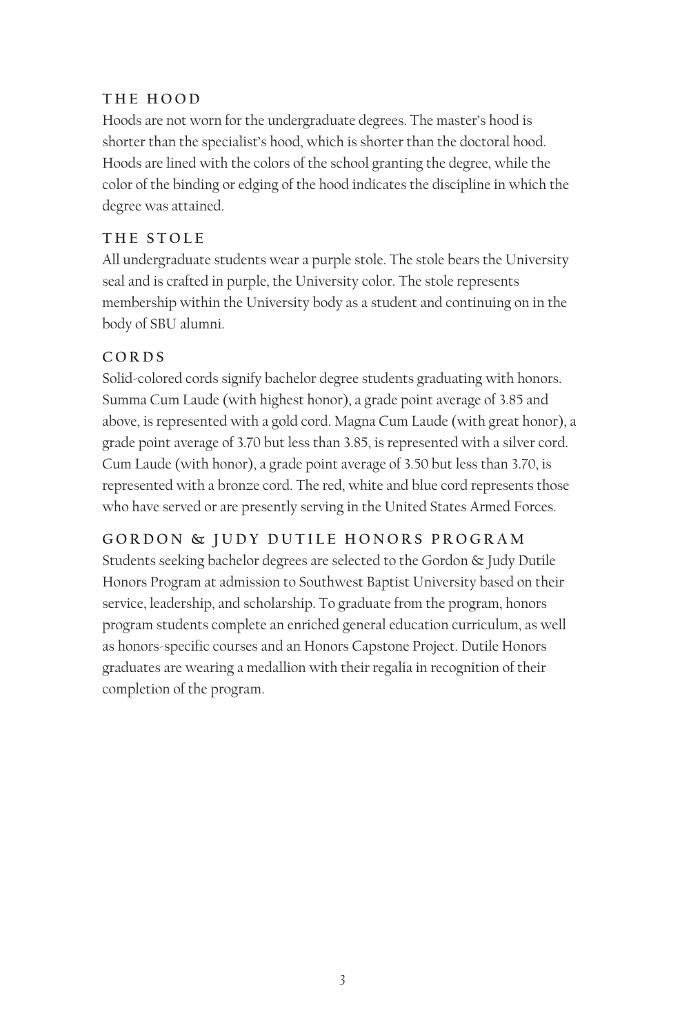## THE HOOD

Hoods are not worn for the undergraduate degrees. The master's hood is shorter than the specialist's hood, which is shorter than the doctoral hood. Hoods are lined with the colors of the school granting the degree, while the color of the binding or edging of the hood indicates the discipline in which the degree was attained.

## THE STOLE

All undergraduate students wear a purple stole. The stole bears the University seal and is crafted in purple, the University color. The stole represents membership within the University body as a student and continuing on in the body of SBU alumni.

## CORDS

Solid-colored cords signify bachelor degree students graduating with honors. Summa Cum Laude (with highest honor), a grade point average of 3.85 and above, is represented with a gold cord. Magna Cum Laude (with great honor), a grade point average of 3.70 but less than 3.85, is represented with a silver cord. Cum Laude (with honor), a grade point average of 3.50 but less than 3.70, is represented with a bronze cord. The red, white and blue cord represents those who have served or are presently serving in the United States Armed Forces.

## GORDON & JUDY DUTILE HONORS PROGRAM

Students seeking bachelor degrees are selected to the Gordon & Judy Dutile Honors Program at admission to Southwest Baptist University based on their service, leadership, and scholarship. To graduate from the program, honors program students complete an enriched general education curriculum, as well as honors-specific courses and an Honors Capstone Project. Dutile Honors graduates are wearing a medallion with their regalia in recognition of their completion of the program.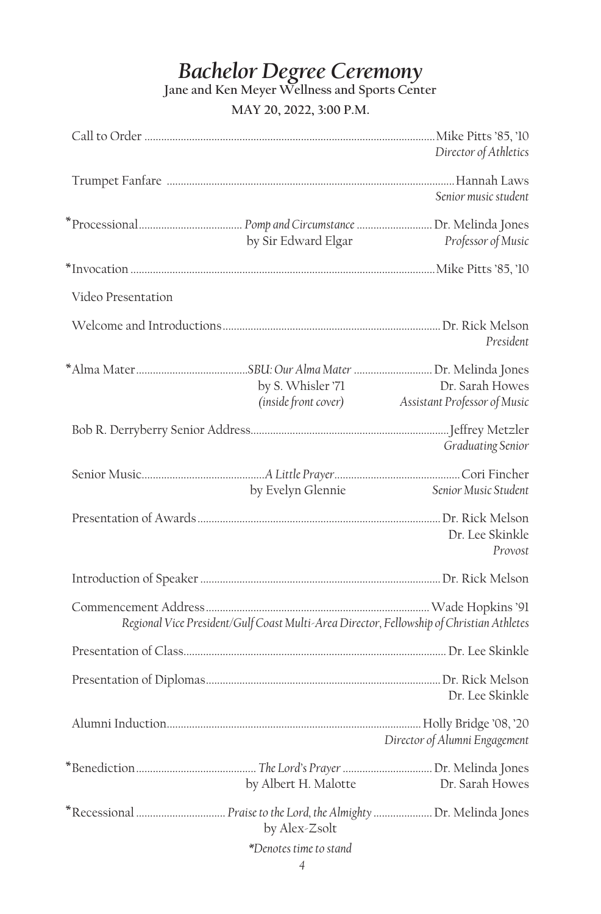# *Bachelor Degree Ceremony*

**Jane and Ken Meyer Wellness and Sports Center**

**MAY 20, 2022, 3:00 P.M.**

Call to Order ........................................................................ Mike Pitts '85, '10
*Director of Athletics*

Trumpet Fanfare ........................................................................ Hannah Laws
*Senior music student*

\*Processional ........................ *Pomp and Circumstance* ........................ Dr. Melinda Jones
by Sir Edward Elgar — *Professor of Music*

\*Invocation ........................................................................ Mike Pitts '85, '10

Video Presentation

Welcome and Introductions ........................................................................ Dr. Rick Melson
*President*

\*Alma Mater ........................ *SBU: Our Alma Mater* ........................ Dr. Melinda Jones
by S. Whisler '71 — Dr. Sarah Howes
*(inside front cover)* — *Assistant Professor of Music*

Bob R. Derryberry Senior Address ........................................................................ Jeffrey Metzler
*Graduating Senior*

Senior Music ........................ *A Little Prayer* ........................ Cori Fincher
by Evelyn Glennie — *Senior Music Student*

Presentation of Awards ........................................................................ Dr. Rick Melson
Dr. Lee Skinkle
*Provost*

Introduction of Speaker ........................................................................ Dr. Rick Melson

Commencement Address ........................................................................ Wade Hopkins '91
*Regional Vice President/Gulf Coast Multi-Area Director, Fellowship of Christian Athletes*

Presentation of Class ........................................................................ Dr. Lee Skinkle

Presentation of Diplomas ........................................................................ Dr. Rick Melson
Dr. Lee Skinkle

Alumni Induction ........................................................................ Holly Bridge '08, '20
*Director of Alumni Engagement*

\*Benediction ........................ *The Lord's Prayer* ........................ Dr. Melinda Jones
by Albert H. Malotte — Dr. Sarah Howes

\*Recessional ........................ *Praise to the Lord, the Almighty* ........................ Dr. Melinda Jones
by Alex-Zsolt

*\*Denotes time to stand*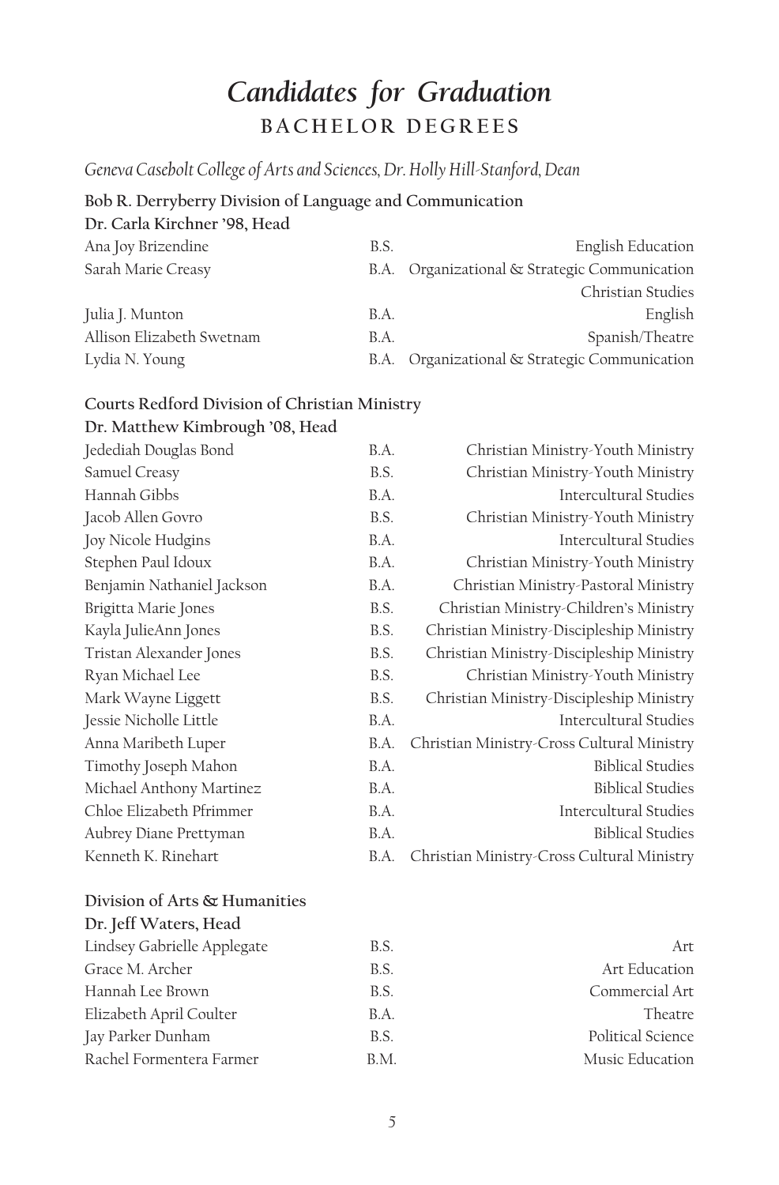# *Candidates for Graduation*

## BACHELOR DEGREES

*Geneva Casebolt College of Arts and Sciences, Dr. Holly Hill-Stanford, Dean*

**Bob R. Derryberry Division of Language and Communication**
**Dr. Carla Kirchner '98, Head**

| | | |
|---|---|---|
| Ana Joy Brizendine | B.S. | English Education |
| Sarah Marie Creasy | B.A. | Organizational & Strategic Communication<br>Christian Studies |
| Julia J. Munton | B.A. | English |
| Allison Elizabeth Swetnam | B.A. | Spanish/Theatre |
| Lydia N. Young | B.A. | Organizational & Strategic Communication |

**Courts Redford Division of Christian Ministry**
**Dr. Matthew Kimbrough '08, Head**

| | | |
|---|---|---|
| Jedediah Douglas Bond | B.A. | Christian Ministry-Youth Ministry |
| Samuel Creasy | B.S. | Christian Ministry-Youth Ministry |
| Hannah Gibbs | B.A. | Intercultural Studies |
| Jacob Allen Govro | B.S. | Christian Ministry-Youth Ministry |
| Joy Nicole Hudgins | B.A. | Intercultural Studies |
| Stephen Paul Idoux | B.A. | Christian Ministry-Youth Ministry |
| Benjamin Nathaniel Jackson | B.A. | Christian Ministry-Pastoral Ministry |
| Brigitta Marie Jones | B.S. | Christian Ministry-Children's Ministry |
| Kayla JulieAnn Jones | B.S. | Christian Ministry-Discipleship Ministry |
| Tristan Alexander Jones | B.S. | Christian Ministry-Discipleship Ministry |
| Ryan Michael Lee | B.S. | Christian Ministry-Youth Ministry |
| Mark Wayne Liggett | B.S. | Christian Ministry-Discipleship Ministry |
| Jessie Nicholle Little | B.A. | Intercultural Studies |
| Anna Maribeth Luper | B.A. | Christian Ministry-Cross Cultural Ministry |
| Timothy Joseph Mahon | B.A. | Biblical Studies |
| Michael Anthony Martinez | B.A. | Biblical Studies |
| Chloe Elizabeth Pfrimmer | B.A. | Intercultural Studies |
| Aubrey Diane Prettyman | B.A. | Biblical Studies |
| Kenneth K. Rinehart | B.A. | Christian Ministry-Cross Cultural Ministry |

**Division of Arts & Humanities**
**Dr. Jeff Waters, Head**

| | | |
|---|---|---|
| Lindsey Gabrielle Applegate | B.S. | Art |
| Grace M. Archer | B.S. | Art Education |
| Hannah Lee Brown | B.S. | Commercial Art |
| Elizabeth April Coulter | B.A. | Theatre |
| Jay Parker Dunham | B.S. | Political Science |
| Rachel Formentera Farmer | B.M. | Music Education |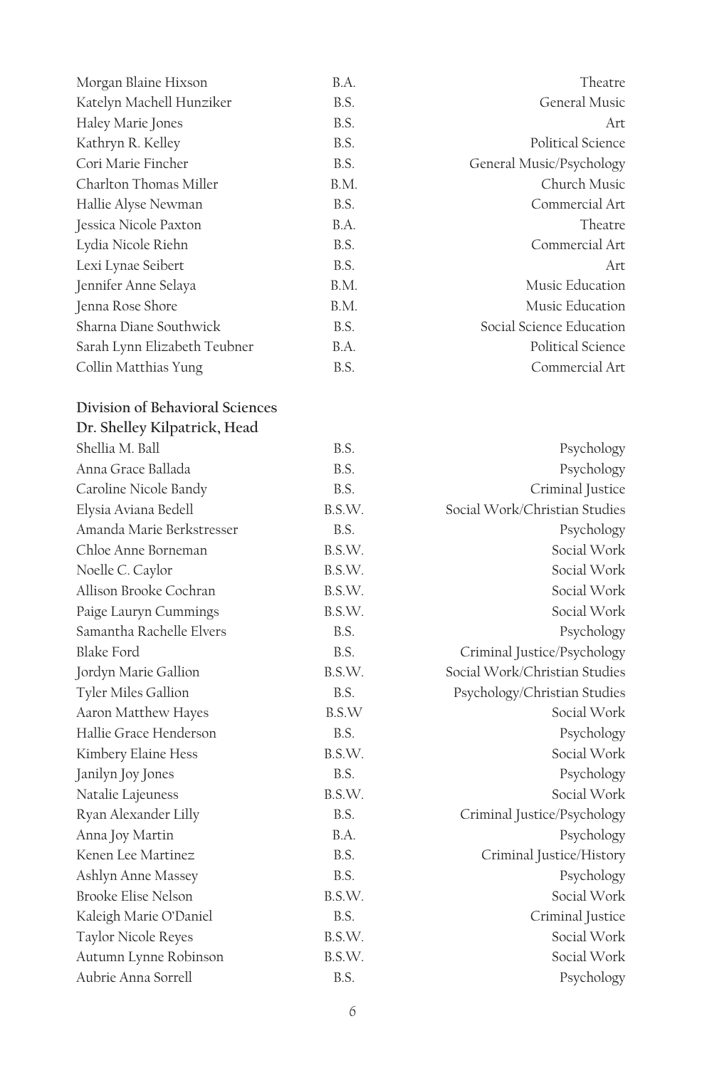| | | |
|---|---|---|
| Morgan Blaine Hixson | B.A. | Theatre |
| Katelyn Machell Hunziker | B.S. | General Music |
| Haley Marie Jones | B.S. | Art |
| Kathryn R. Kelley | B.S. | Political Science |
| Cori Marie Fincher | B.S. | General Music/Psychology |
| Charlton Thomas Miller | B.M. | Church Music |
| Hallie Alyse Newman | B.S. | Commercial Art |
| Jessica Nicole Paxton | B.A. | Theatre |
| Lydia Nicole Riehn | B.S. | Commercial Art |
| Lexi Lynae Seibert | B.S. | Art |
| Jennifer Anne Selaya | B.M. | Music Education |
| Jenna Rose Shore | B.M. | Music Education |
| Sharna Diane Southwick | B.S. | Social Science Education |
| Sarah Lynn Elizabeth Teubner | B.A. | Political Science |
| Collin Matthias Yung | B.S. | Commercial Art |

**Division of Behavioral Sciences**
**Dr. Shelley Kilpatrick, Head**

| | | |
|---|---|---|
| Shellia M. Ball | B.S. | Psychology |
| Anna Grace Ballada | B.S. | Psychology |
| Caroline Nicole Bandy | B.S. | Criminal Justice |
| Elysia Aviana Bedell | B.S.W. | Social Work/Christian Studies |
| Amanda Marie Berkstresser | B.S. | Psychology |
| Chloe Anne Borneman | B.S.W. | Social Work |
| Noelle C. Caylor | B.S.W. | Social Work |
| Allison Brooke Cochran | B.S.W. | Social Work |
| Paige Lauryn Cummings | B.S.W. | Social Work |
| Samantha Rachelle Elvers | B.S. | Psychology |
| Blake Ford | B.S. | Criminal Justice/Psychology |
| Jordyn Marie Gallion | B.S.W. | Social Work/Christian Studies |
| Tyler Miles Gallion | B.S. | Psychology/Christian Studies |
| Aaron Matthew Hayes | B.S.W | Social Work |
| Hallie Grace Henderson | B.S. | Psychology |
| Kimbery Elaine Hess | B.S.W. | Social Work |
| Janilyn Joy Jones | B.S. | Psychology |
| Natalie Lajeuness | B.S.W. | Social Work |
| Ryan Alexander Lilly | B.S. | Criminal Justice/Psychology |
| Anna Joy Martin | B.A. | Psychology |
| Kenen Lee Martinez | B.S. | Criminal Justice/History |
| Ashlyn Anne Massey | B.S. | Psychology |
| Brooke Elise Nelson | B.S.W. | Social Work |
| Kaleigh Marie O'Daniel | B.S. | Criminal Justice |
| Taylor Nicole Reyes | B.S.W. | Social Work |
| Autumn Lynne Robinson | B.S.W. | Social Work |
| Aubrie Anna Sorrell | B.S. | Psychology |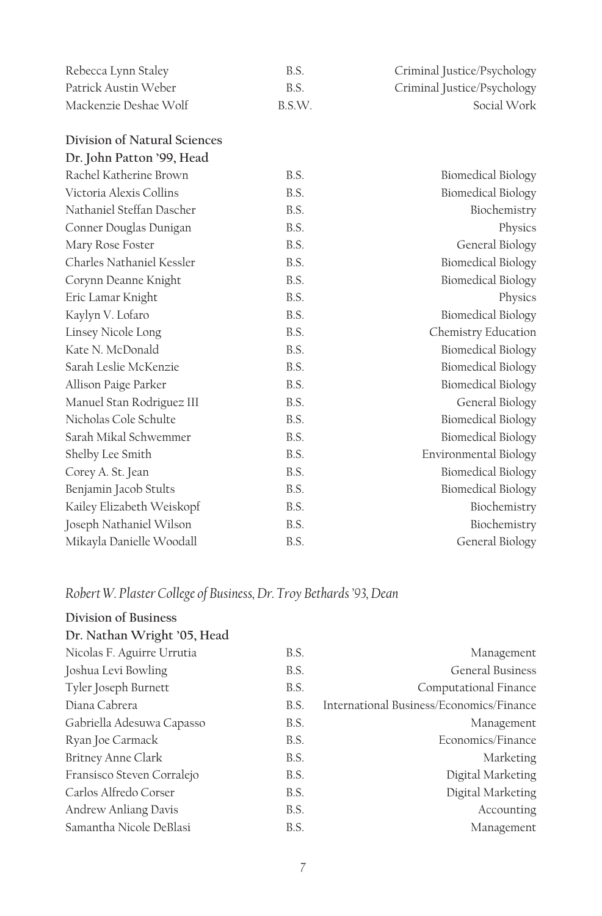| | | |
|---|---|---|
| Rebecca Lynn Staley | B.S. | Criminal Justice/Psychology |
| Patrick Austin Weber | B.S. | Criminal Justice/Psychology |
| Mackenzie Deshae Wolf | B.S.W. | Social Work |

**Division of Natural Sciences**
**Dr. John Patton '99, Head**

| | | |
|---|---|---|
| Rachel Katherine Brown | B.S. | Biomedical Biology |
| Victoria Alexis Collins | B.S. | Biomedical Biology |
| Nathaniel Steffan Dascher | B.S. | Biochemistry |
| Conner Douglas Dunigan | B.S. | Physics |
| Mary Rose Foster | B.S. | General Biology |
| Charles Nathaniel Kessler | B.S. | Biomedical Biology |
| Corynn Deanne Knight | B.S. | Biomedical Biology |
| Eric Lamar Knight | B.S. | Physics |
| Kaylyn V. Lofaro | B.S. | Biomedical Biology |
| Linsey Nicole Long | B.S. | Chemistry Education |
| Kate N. McDonald | B.S. | Biomedical Biology |
| Sarah Leslie McKenzie | B.S. | Biomedical Biology |
| Allison Paige Parker | B.S. | Biomedical Biology |
| Manuel Stan Rodriguez III | B.S. | General Biology |
| Nicholas Cole Schulte | B.S. | Biomedical Biology |
| Sarah Mikal Schwemmer | B.S. | Biomedical Biology |
| Shelby Lee Smith | B.S. | Environmental Biology |
| Corey A. St. Jean | B.S. | Biomedical Biology |
| Benjamin Jacob Stults | B.S. | Biomedical Biology |
| Kailey Elizabeth Weiskopf | B.S. | Biochemistry |
| Joseph Nathaniel Wilson | B.S. | Biochemistry |
| Mikayla Danielle Woodall | B.S. | General Biology |

*Robert W. Plaster College of Business, Dr. Troy Bethards '93, Dean*

**Division of Business**
**Dr. Nathan Wright '05, Head**

| | | |
|---|---|---|
| Nicolas F. Aguirre Urrutia | B.S. | Management |
| Joshua Levi Bowling | B.S. | General Business |
| Tyler Joseph Burnett | B.S. | Computational Finance |
| Diana Cabrera | B.S. | International Business/Economics/Finance |
| Gabriella Adesuwa Capasso | B.S. | Management |
| Ryan Joe Carmack | B.S. | Economics/Finance |
| Britney Anne Clark | B.S. | Marketing |
| Fransisco Steven Corralejo | B.S. | Digital Marketing |
| Carlos Alfredo Corser | B.S. | Digital Marketing |
| Andrew Anliang Davis | B.S. | Accounting |
| Samantha Nicole DeBlasi | B.S. | Management |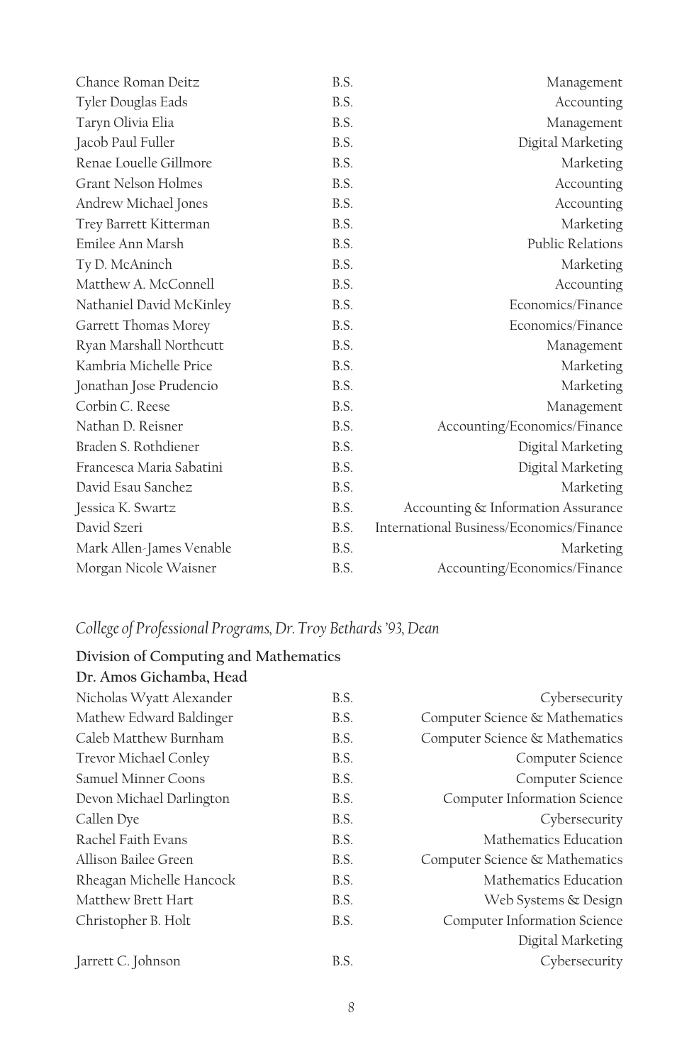| | | |
|---|---|---|
| Chance Roman Deitz | B.S. | Management |
| Tyler Douglas Eads | B.S. | Accounting |
| Taryn Olivia Elia | B.S. | Management |
| Jacob Paul Fuller | B.S. | Digital Marketing |
| Renae Louelle Gillmore | B.S. | Marketing |
| Grant Nelson Holmes | B.S. | Accounting |
| Andrew Michael Jones | B.S. | Accounting |
| Trey Barrett Kitterman | B.S. | Marketing |
| Emilee Ann Marsh | B.S. | Public Relations |
| Ty D. McAninch | B.S. | Marketing |
| Matthew A. McConnell | B.S. | Accounting |
| Nathaniel David McKinley | B.S. | Economics/Finance |
| Garrett Thomas Morey | B.S. | Economics/Finance |
| Ryan Marshall Northcutt | B.S. | Management |
| Kambria Michelle Price | B.S. | Marketing |
| Jonathan Jose Prudencio | B.S. | Marketing |
| Corbin C. Reese | B.S. | Management |
| Nathan D. Reisner | B.S. | Accounting/Economics/Finance |
| Braden S. Rothdiener | B.S. | Digital Marketing |
| Francesca Maria Sabatini | B.S. | Digital Marketing |
| David Esau Sanchez | B.S. | Marketing |
| Jessica K. Swartz | B.S. | Accounting & Information Assurance |
| David Szeri | B.S. | International Business/Economics/Finance |
| Mark Allen-James Venable | B.S. | Marketing |
| Morgan Nicole Waisner | B.S. | Accounting/Economics/Finance |

## *College of Professional Programs, Dr. Troy Bethards '93, Dean*

### Division of Computing and Mathematics
**Dr. Amos Gichamba, Head**

| | | |
|---|---|---|
| Nicholas Wyatt Alexander | B.S. | Cybersecurity |
| Mathew Edward Baldinger | B.S. | Computer Science & Mathematics |
| Caleb Matthew Burnham | B.S. | Computer Science & Mathematics |
| Trevor Michael Conley | B.S. | Computer Science |
| Samuel Minner Coons | B.S. | Computer Science |
| Devon Michael Darlington | B.S. | Computer Information Science |
| Callen Dye | B.S. | Cybersecurity |
| Rachel Faith Evans | B.S. | Mathematics Education |
| Allison Bailee Green | B.S. | Computer Science & Mathematics |
| Rheagan Michelle Hancock | B.S. | Mathematics Education |
| Matthew Brett Hart | B.S. | Web Systems & Design |
| Christopher B. Holt | B.S. | Computer Information Science<br>Digital Marketing |
| Jarrett C. Johnson | B.S. | Cybersecurity |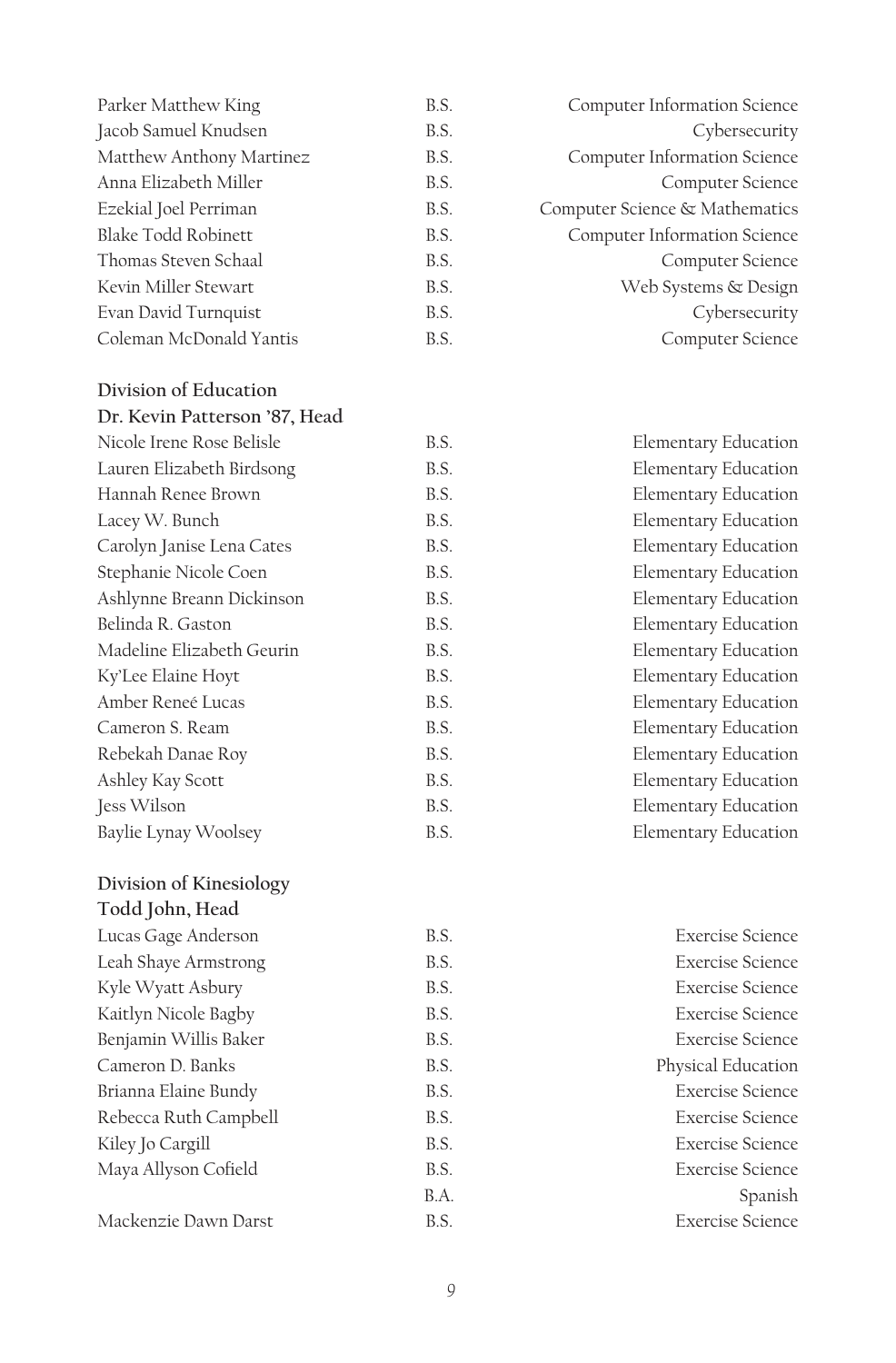| | | |
|---|---|---|
| Parker Matthew King | B.S. | Computer Information Science |
| Jacob Samuel Knudsen | B.S. | Cybersecurity |
| Matthew Anthony Martinez | B.S. | Computer Information Science |
| Anna Elizabeth Miller | B.S. | Computer Science |
| Ezekial Joel Perriman | B.S. | Computer Science & Mathematics |
| Blake Todd Robinett | B.S. | Computer Information Science |
| Thomas Steven Schaal | B.S. | Computer Science |
| Kevin Miller Stewart | B.S. | Web Systems & Design |
| Evan David Turnquist | B.S. | Cybersecurity |
| Coleman McDonald Yantis | B.S. | Computer Science |

**Division of Education**
**Dr. Kevin Patterson '87, Head**

| | | |
|---|---|---|
| Nicole Irene Rose Belisle | B.S. | Elementary Education |
| Lauren Elizabeth Birdsong | B.S. | Elementary Education |
| Hannah Renee Brown | B.S. | Elementary Education |
| Lacey W. Bunch | B.S. | Elementary Education |
| Carolyn Janise Lena Cates | B.S. | Elementary Education |
| Stephanie Nicole Coen | B.S. | Elementary Education |
| Ashlynne Breann Dickinson | B.S. | Elementary Education |
| Belinda R. Gaston | B.S. | Elementary Education |
| Madeline Elizabeth Geurin | B.S. | Elementary Education |
| Ky'Lee Elaine Hoyt | B.S. | Elementary Education |
| Amber Reneé Lucas | B.S. | Elementary Education |
| Cameron S. Ream | B.S. | Elementary Education |
| Rebekah Danae Roy | B.S. | Elementary Education |
| Ashley Kay Scott | B.S. | Elementary Education |
| Jess Wilson | B.S. | Elementary Education |
| Baylie Lynay Woolsey | B.S. | Elementary Education |

**Division of Kinesiology**
**Todd John, Head**

| | | |
|---|---|---|
| Lucas Gage Anderson | B.S. | Exercise Science |
| Leah Shaye Armstrong | B.S. | Exercise Science |
| Kyle Wyatt Asbury | B.S. | Exercise Science |
| Kaitlyn Nicole Bagby | B.S. | Exercise Science |
| Benjamin Willis Baker | B.S. | Exercise Science |
| Cameron D. Banks | B.S. | Physical Education |
| Brianna Elaine Bundy | B.S. | Exercise Science |
| Rebecca Ruth Campbell | B.S. | Exercise Science |
| Kiley Jo Cargill | B.S. | Exercise Science |
| Maya Allyson Cofield | B.S. | Exercise Science |
| | B.A. | Spanish |
| Mackenzie Dawn Darst | B.S. | Exercise Science |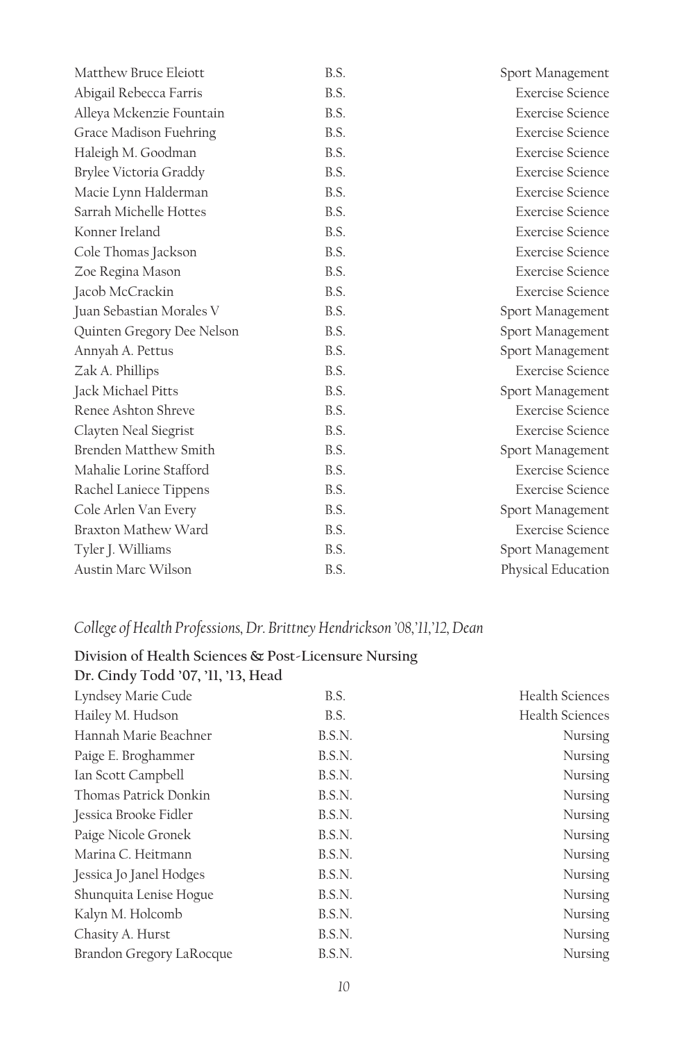| | | |
|---|---|---|
| Matthew Bruce Eleiott | B.S. | Sport Management |
| Abigail Rebecca Farris | B.S. | Exercise Science |
| Alleya Mckenzie Fountain | B.S. | Exercise Science |
| Grace Madison Fuehring | B.S. | Exercise Science |
| Haleigh M. Goodman | B.S. | Exercise Science |
| Brylee Victoria Graddy | B.S. | Exercise Science |
| Macie Lynn Halderman | B.S. | Exercise Science |
| Sarrah Michelle Hottes | B.S. | Exercise Science |
| Konner Ireland | B.S. | Exercise Science |
| Cole Thomas Jackson | B.S. | Exercise Science |
| Zoe Regina Mason | B.S. | Exercise Science |
| Jacob McCrackin | B.S. | Exercise Science |
| Juan Sebastian Morales V | B.S. | Sport Management |
| Quinten Gregory Dee Nelson | B.S. | Sport Management |
| Annyah A. Pettus | B.S. | Sport Management |
| Zak A. Phillips | B.S. | Exercise Science |
| Jack Michael Pitts | B.S. | Sport Management |
| Renee Ashton Shreve | B.S. | Exercise Science |
| Clayten Neal Siegrist | B.S. | Exercise Science |
| Brenden Matthew Smith | B.S. | Sport Management |
| Mahalie Lorine Stafford | B.S. | Exercise Science |
| Rachel Laniece Tippens | B.S. | Exercise Science |
| Cole Arlen Van Every | B.S. | Sport Management |
| Braxton Mathew Ward | B.S. | Exercise Science |
| Tyler J. Williams | B.S. | Sport Management |
| Austin Marc Wilson | B.S. | Physical Education |

## *College of Health Professions, Dr. Brittney Hendrickson '08, '11, '12, Dean*

### Division of Health Sciences & Post-Licensure Nursing
### Dr. Cindy Todd '07, '11, '13, Head

| | | |
|---|---|---|
| Lyndsey Marie Cude | B.S. | Health Sciences |
| Hailey M. Hudson | B.S. | Health Sciences |
| Hannah Marie Beachner | B.S.N. | Nursing |
| Paige E. Broghammer | B.S.N. | Nursing |
| Ian Scott Campbell | B.S.N. | Nursing |
| Thomas Patrick Donkin | B.S.N. | Nursing |
| Jessica Brooke Fidler | B.S.N. | Nursing |
| Paige Nicole Gronek | B.S.N. | Nursing |
| Marina C. Heitmann | B.S.N. | Nursing |
| Jessica Jo Janel Hodges | B.S.N. | Nursing |
| Shunquita Lenise Hogue | B.S.N. | Nursing |
| Kalyn M. Holcomb | B.S.N. | Nursing |
| Chasity A. Hurst | B.S.N. | Nursing |
| Brandon Gregory LaRocque | B.S.N. | Nursing |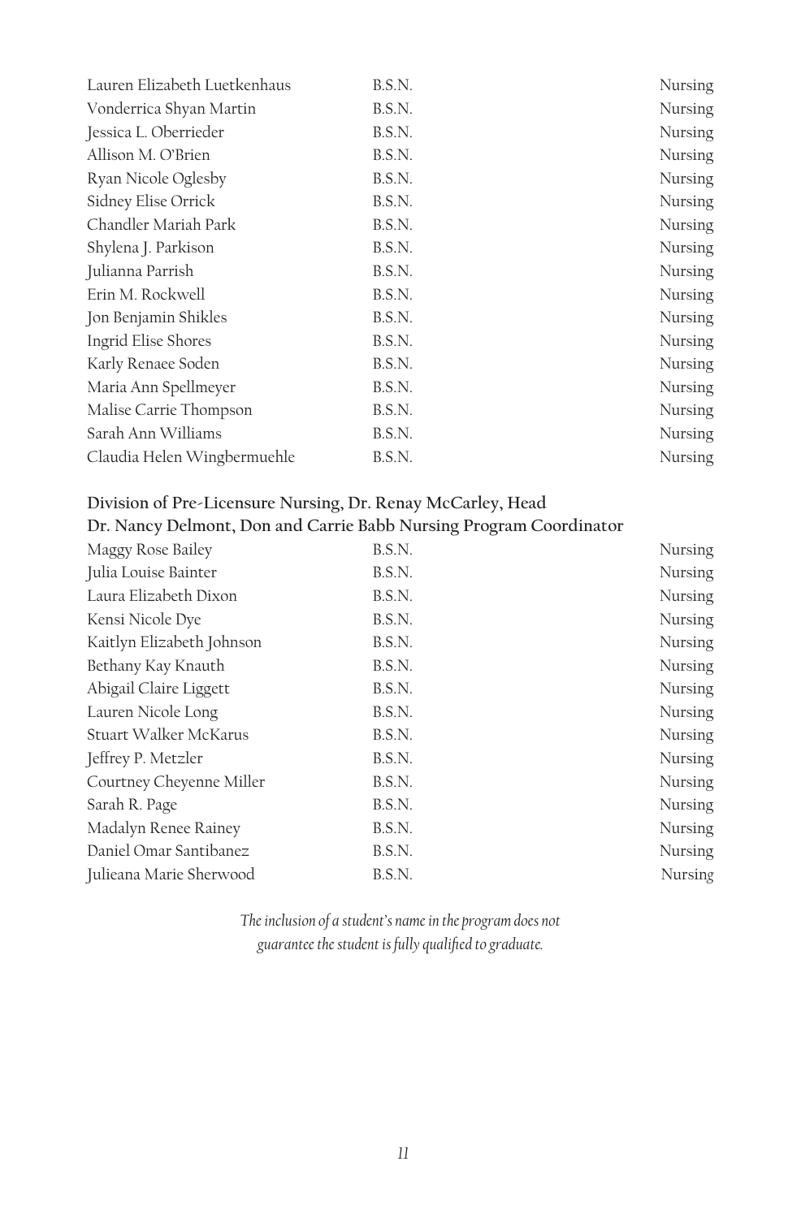| | | |
|---|---|---|
| Lauren Elizabeth Luetkenhaus | B.S.N. | Nursing |
| Vonderrica Shyan Martin | B.S.N. | Nursing |
| Jessica L. Oberrieder | B.S.N. | Nursing |
| Allison M. O'Brien | B.S.N. | Nursing |
| Ryan Nicole Oglesby | B.S.N. | Nursing |
| Sidney Elise Orrick | B.S.N. | Nursing |
| Chandler Mariah Park | B.S.N. | Nursing |
| Shylena J. Parkison | B.S.N. | Nursing |
| Julianna Parrish | B.S.N. | Nursing |
| Erin M. Rockwell | B.S.N. | Nursing |
| Jon Benjamin Shikles | B.S.N. | Nursing |
| Ingrid Elise Shores | B.S.N. | Nursing |
| Karly Renaee Soden | B.S.N. | Nursing |
| Maria Ann Spellmeyer | B.S.N. | Nursing |
| Malise Carrie Thompson | B.S.N. | Nursing |
| Sarah Ann Williams | B.S.N. | Nursing |
| Claudia Helen Wingbermuehle | B.S.N. | Nursing |

**Division of Pre-Licensure Nursing, Dr. Renay McCarley, Head**
**Dr. Nancy Delmont, Don and Carrie Babb Nursing Program Coordinator**

| | | |
|---|---|---|
| Maggy Rose Bailey | B.S.N. | Nursing |
| Julia Louise Bainter | B.S.N. | Nursing |
| Laura Elizabeth Dixon | B.S.N. | Nursing |
| Kensi Nicole Dye | B.S.N. | Nursing |
| Kaitlyn Elizabeth Johnson | B.S.N. | Nursing |
| Bethany Kay Knauth | B.S.N. | Nursing |
| Abigail Claire Liggett | B.S.N. | Nursing |
| Lauren Nicole Long | B.S.N. | Nursing |
| Stuart Walker McKarus | B.S.N. | Nursing |
| Jeffrey P. Metzler | B.S.N. | Nursing |
| Courtney Cheyenne Miller | B.S.N. | Nursing |
| Sarah R. Page | B.S.N. | Nursing |
| Madalyn Renee Rainey | B.S.N. | Nursing |
| Daniel Omar Santibanez | B.S.N. | Nursing |
| Julieana Marie Sherwood | B.S.N. | Nursing |

*The inclusion of a student's name in the program does not guarantee the student is fully qualified to graduate.*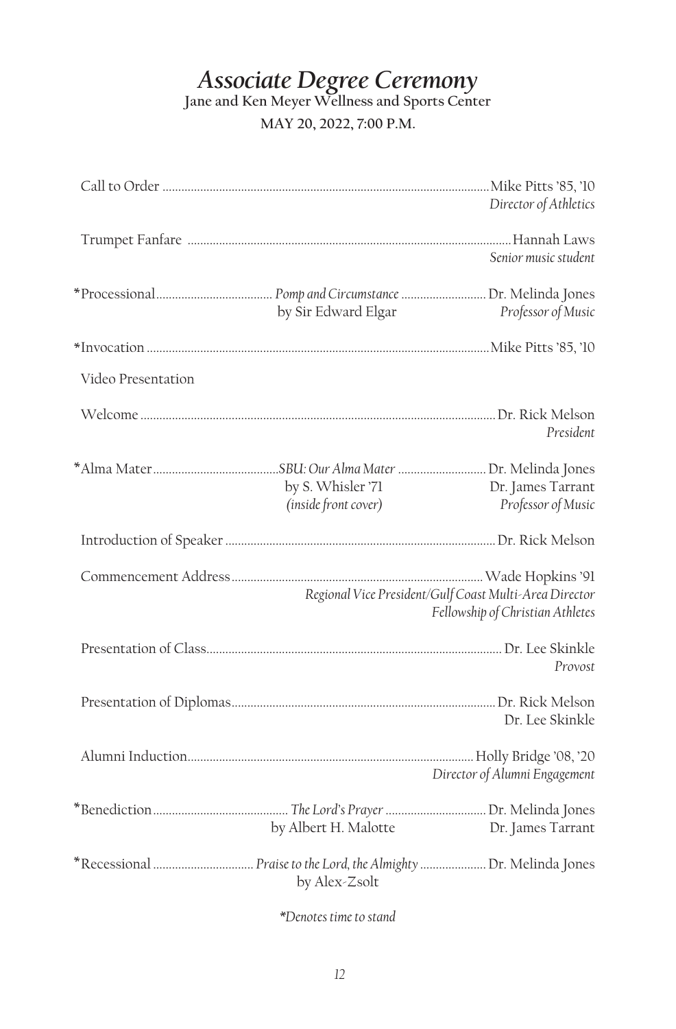# *Associate Degree Ceremony*

**Jane and Ken Meyer Wellness and Sports Center**

**MAY 20, 2022, 7:00 P.M.**

| Program | Piece | Participant |
|---|---|---|
| Call to Order | | Mike Pitts '85, '10<br>*Director of Athletics* |
| Trumpet Fanfare | | Hannah Laws<br>*Senior music student* |
| *Processional | *Pomp and Circumstance*<br>by Sir Edward Elgar | Dr. Melinda Jones<br>*Professor of Music* |
| *Invocation | | Mike Pitts '85, '10 |
| Video Presentation | | |
| Welcome | | Dr. Rick Melson<br>*President* |
| *Alma Mater | *SBU: Our Alma Mater*<br>by S. Whisler '71<br>*(inside front cover)* | Dr. Melinda Jones<br>Dr. James Tarrant<br>*Professor of Music* |
| Introduction of Speaker | | Dr. Rick Melson |
| Commencement Address | | Wade Hopkins '91<br>*Regional Vice President/Gulf Coast Multi-Area Director*<br>*Fellowship of Christian Athletes* |
| Presentation of Class | | Dr. Lee Skinkle<br>*Provost* |
| Presentation of Diplomas | | Dr. Rick Melson<br>Dr. Lee Skinkle |
| Alumni Induction | | Holly Bridge '08, '20<br>*Director of Alumni Engagement* |
| *Benediction | *The Lord's Prayer*<br>by Albert H. Malotte | Dr. Melinda Jones<br>Dr. James Tarrant |
| *Recessional | *Praise to the Lord, the Almighty*<br>by Alex-Zsolt | Dr. Melinda Jones |

**Denotes time to stand*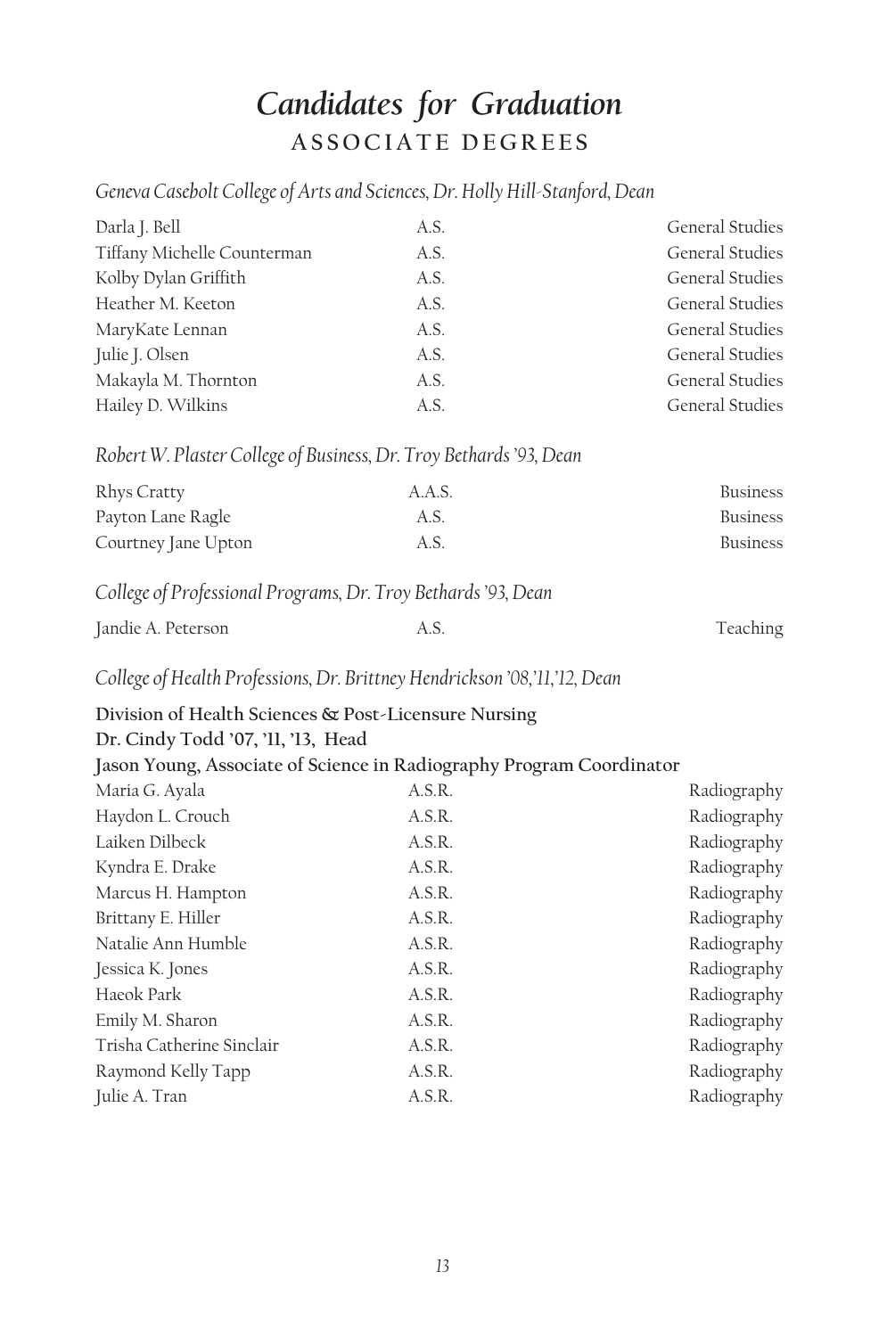# *Candidates for Graduation*

## ASSOCIATE DEGREES

*Geneva Casebolt College of Arts and Sciences, Dr. Holly Hill-Stanford, Dean*

| | | |
|---|---|---|
| Darla J. Bell | A.S. | General Studies |
| Tiffany Michelle Counterman | A.S. | General Studies |
| Kolby Dylan Griffith | A.S. | General Studies |
| Heather M. Keeton | A.S. | General Studies |
| MaryKate Lennan | A.S. | General Studies |
| Julie J. Olsen | A.S. | General Studies |
| Makayla M. Thornton | A.S. | General Studies |
| Hailey D. Wilkins | A.S. | General Studies |

*Robert W. Plaster College of Business, Dr. Troy Bethards '93, Dean*

| | | |
|---|---|---|
| Rhys Cratty | A.A.S. | Business |
| Payton Lane Ragle | A.S. | Business |
| Courtney Jane Upton | A.S. | Business |

*College of Professional Programs, Dr. Troy Bethards '93, Dean*

| | | |
|---|---|---|
| Jandie A. Peterson | A.S. | Teaching |

*College of Health Professions, Dr. Brittney Hendrickson '08, '11, '12, Dean*

**Division of Health Sciences & Post-Licensure Nursing**
**Dr. Cindy Todd '07, '11, '13, Head**
**Jason Young, Associate of Science in Radiography Program Coordinator**

| | | |
|---|---|---|
| Maria G. Ayala | A.S.R. | Radiography |
| Haydon L. Crouch | A.S.R. | Radiography |
| Laiken Dilbeck | A.S.R. | Radiography |
| Kyndra E. Drake | A.S.R. | Radiography |
| Marcus H. Hampton | A.S.R. | Radiography |
| Brittany E. Hiller | A.S.R. | Radiography |
| Natalie Ann Humble | A.S.R. | Radiography |
| Jessica K. Jones | A.S.R. | Radiography |
| Haeok Park | A.S.R. | Radiography |
| Emily M. Sharon | A.S.R. | Radiography |
| Trisha Catherine Sinclair | A.S.R. | Radiography |
| Raymond Kelly Tapp | A.S.R. | Radiography |
| Julie A. Tran | A.S.R. | Radiography |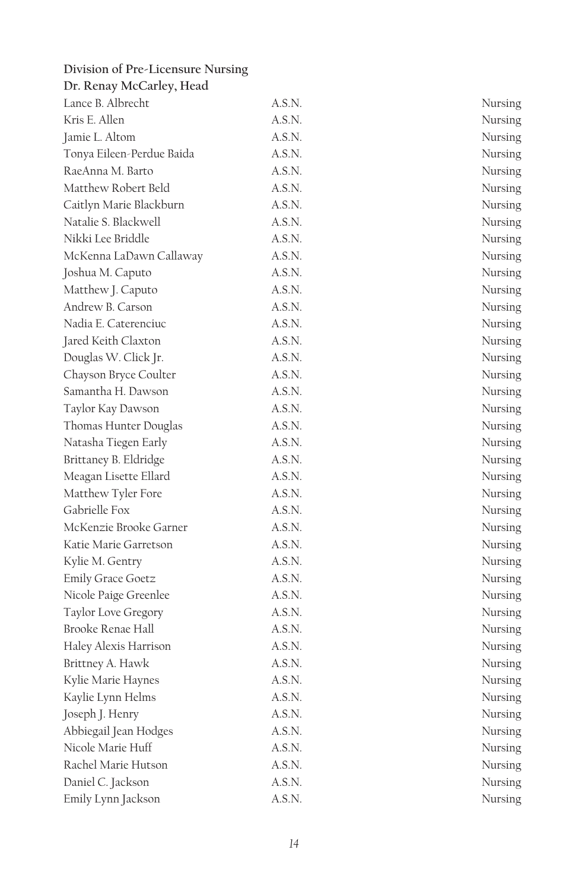**Division of Pre-Licensure Nursing**
**Dr. Renay McCarley, Head**

| | | |
|---|---|---|
| Lance B. Albrecht | A.S.N. | Nursing |
| Kris E. Allen | A.S.N. | Nursing |
| Jamie L. Altom | A.S.N. | Nursing |
| Tonya Eileen-Perdue Baida | A.S.N. | Nursing |
| RaeAnna M. Barto | A.S.N. | Nursing |
| Matthew Robert Beld | A.S.N. | Nursing |
| Caitlyn Marie Blackburn | A.S.N. | Nursing |
| Natalie S. Blackwell | A.S.N. | Nursing |
| Nikki Lee Briddle | A.S.N. | Nursing |
| McKenna LaDawn Callaway | A.S.N. | Nursing |
| Joshua M. Caputo | A.S.N. | Nursing |
| Matthew J. Caputo | A.S.N. | Nursing |
| Andrew B. Carson | A.S.N. | Nursing |
| Nadia E. Caterenciuc | A.S.N. | Nursing |
| Jared Keith Claxton | A.S.N. | Nursing |
| Douglas W. Click Jr. | A.S.N. | Nursing |
| Chayson Bryce Coulter | A.S.N. | Nursing |
| Samantha H. Dawson | A.S.N. | Nursing |
| Taylor Kay Dawson | A.S.N. | Nursing |
| Thomas Hunter Douglas | A.S.N. | Nursing |
| Natasha Tiegen Early | A.S.N. | Nursing |
| Brittaney B. Eldridge | A.S.N. | Nursing |
| Meagan Lisette Ellard | A.S.N. | Nursing |
| Matthew Tyler Fore | A.S.N. | Nursing |
| Gabrielle Fox | A.S.N. | Nursing |
| McKenzie Brooke Garner | A.S.N. | Nursing |
| Katie Marie Garretson | A.S.N. | Nursing |
| Kylie M. Gentry | A.S.N. | Nursing |
| Emily Grace Goetz | A.S.N. | Nursing |
| Nicole Paige Greenlee | A.S.N. | Nursing |
| Taylor Love Gregory | A.S.N. | Nursing |
| Brooke Renae Hall | A.S.N. | Nursing |
| Haley Alexis Harrison | A.S.N. | Nursing |
| Brittney A. Hawk | A.S.N. | Nursing |
| Kylie Marie Haynes | A.S.N. | Nursing |
| Kaylie Lynn Helms | A.S.N. | Nursing |
| Joseph J. Henry | A.S.N. | Nursing |
| Abbiegail Jean Hodges | A.S.N. | Nursing |
| Nicole Marie Huff | A.S.N. | Nursing |
| Rachel Marie Hutson | A.S.N. | Nursing |
| Daniel C. Jackson | A.S.N. | Nursing |
| Emily Lynn Jackson | A.S.N. | Nursing |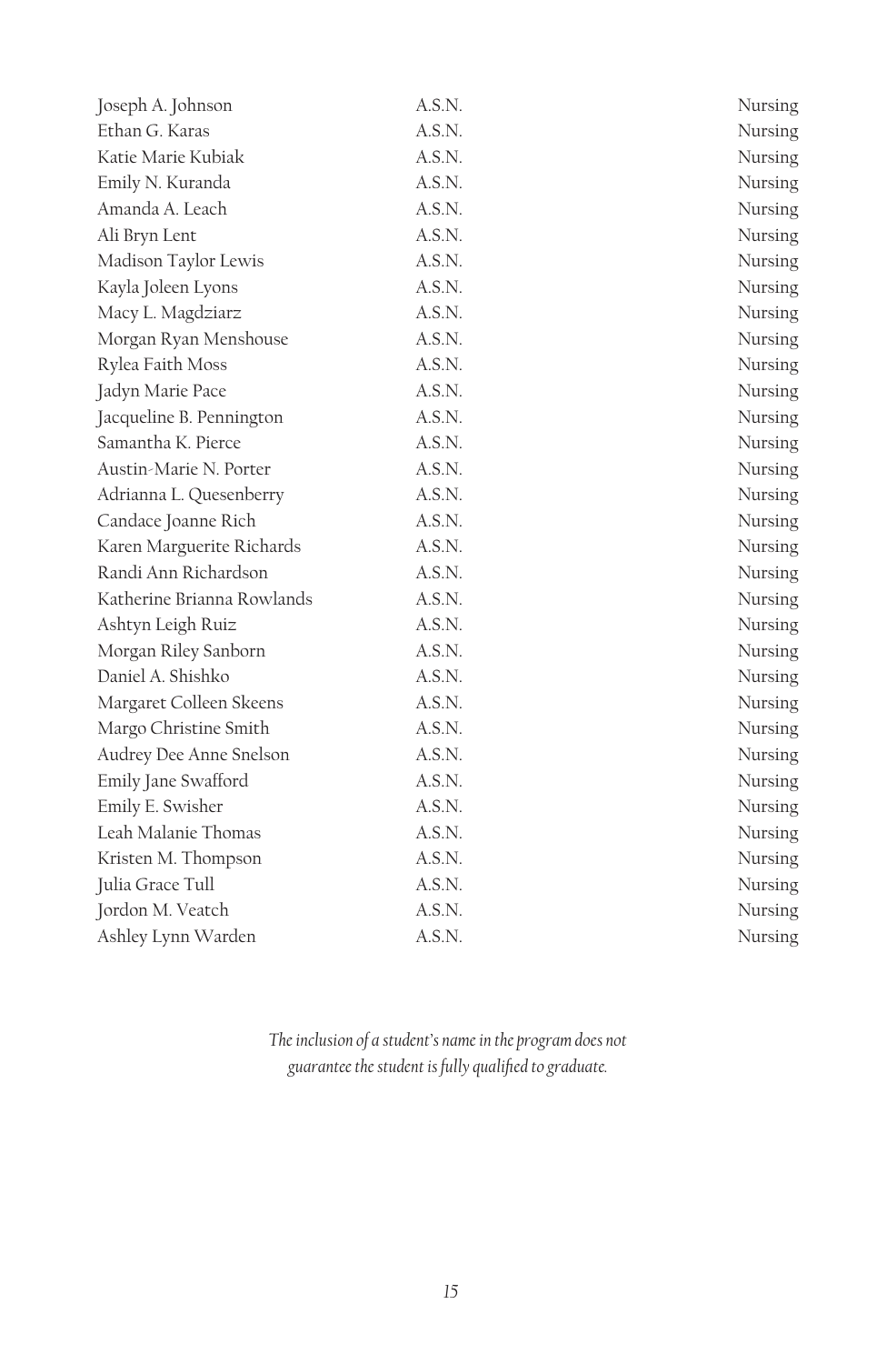| | | |
|---|---|---|
| Joseph A. Johnson | A.S.N. | Nursing |
| Ethan G. Karas | A.S.N. | Nursing |
| Katie Marie Kubiak | A.S.N. | Nursing |
| Emily N. Kuranda | A.S.N. | Nursing |
| Amanda A. Leach | A.S.N. | Nursing |
| Ali Bryn Lent | A.S.N. | Nursing |
| Madison Taylor Lewis | A.S.N. | Nursing |
| Kayla Joleen Lyons | A.S.N. | Nursing |
| Macy L. Magdziarz | A.S.N. | Nursing |
| Morgan Ryan Menshouse | A.S.N. | Nursing |
| Rylea Faith Moss | A.S.N. | Nursing |
| Jadyn Marie Pace | A.S.N. | Nursing |
| Jacqueline B. Pennington | A.S.N. | Nursing |
| Samantha K. Pierce | A.S.N. | Nursing |
| Austin-Marie N. Porter | A.S.N. | Nursing |
| Adrianna L. Quesenberry | A.S.N. | Nursing |
| Candace Joanne Rich | A.S.N. | Nursing |
| Karen Marguerite Richards | A.S.N. | Nursing |
| Randi Ann Richardson | A.S.N. | Nursing |
| Katherine Brianna Rowlands | A.S.N. | Nursing |
| Ashtyn Leigh Ruiz | A.S.N. | Nursing |
| Morgan Riley Sanborn | A.S.N. | Nursing |
| Daniel A. Shishko | A.S.N. | Nursing |
| Margaret Colleen Skeens | A.S.N. | Nursing |
| Margo Christine Smith | A.S.N. | Nursing |
| Audrey Dee Anne Snelson | A.S.N. | Nursing |
| Emily Jane Swafford | A.S.N. | Nursing |
| Emily E. Swisher | A.S.N. | Nursing |
| Leah Malanie Thomas | A.S.N. | Nursing |
| Kristen M. Thompson | A.S.N. | Nursing |
| Julia Grace Tull | A.S.N. | Nursing |
| Jordon M. Veatch | A.S.N. | Nursing |
| Ashley Lynn Warden | A.S.N. | Nursing |

*The inclusion of a student's name in the program does not guarantee the student is fully qualified to graduate.*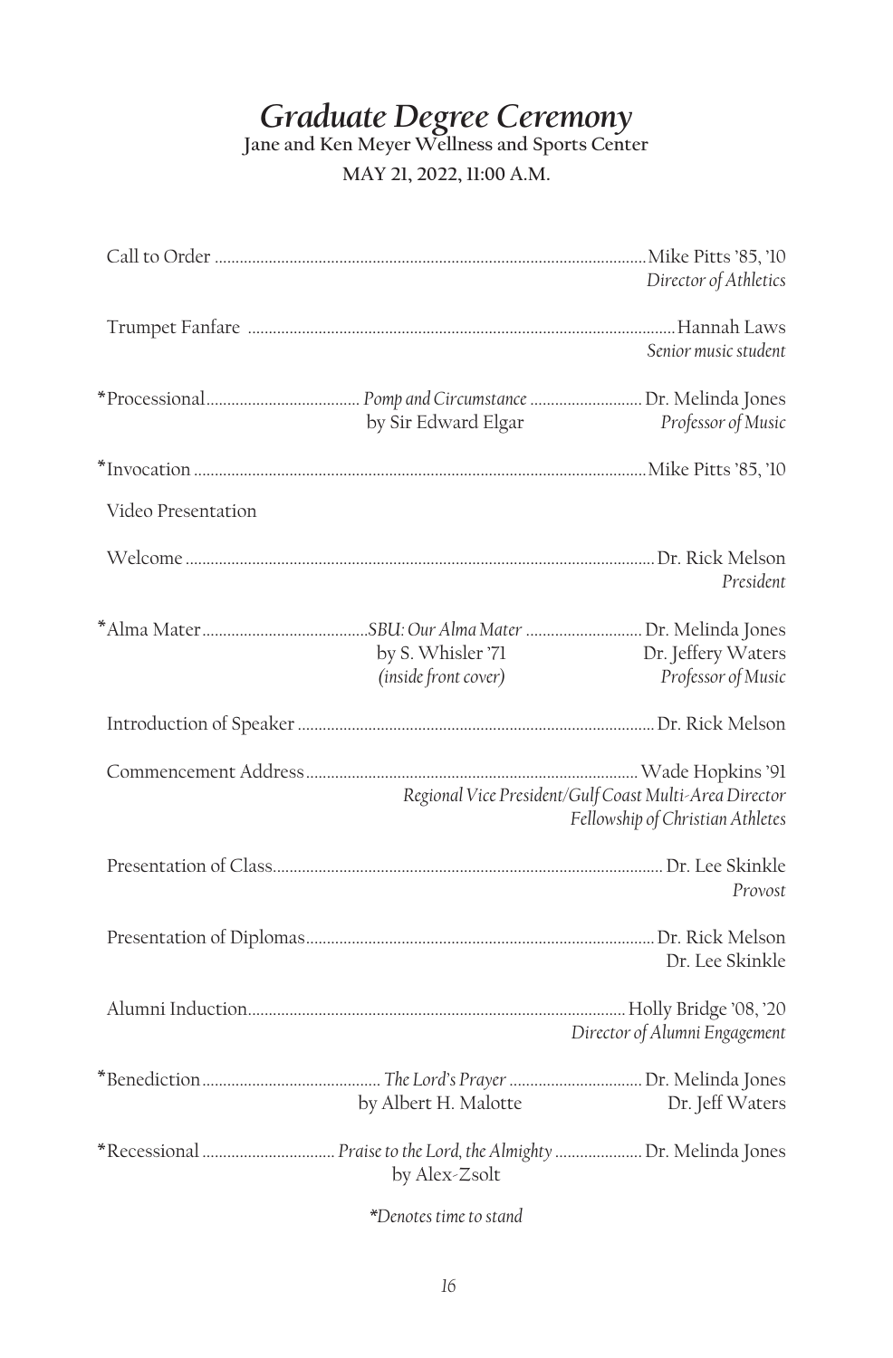# *Graduate Degree Ceremony*

**Jane and Ken Meyer Wellness and Sports Center**

**MAY 21, 2022, 11:00 A.M.**

Call to Order ........................................................................ Mike Pitts '85, '10
*Director of Athletics*

Trumpet Fanfare ........................................................................ Hannah Laws
*Senior music student*

*Processional ........................ *Pomp and Circumstance* ........................ Dr. Melinda Jones
by Sir Edward Elgar — *Professor of Music*

*Invocation ........................................................................ Mike Pitts '85, '10

Video Presentation

Welcome ........................................................................ Dr. Rick Melson
*President*

*Alma Mater ........................ *SBU: Our Alma Mater* ........................ Dr. Melinda Jones
by S. Whisler '71 — Dr. Jeffery Waters
*(inside front cover)* — *Professor of Music*

Introduction of Speaker ........................................................................ Dr. Rick Melson

Commencement Address ........................................................................ Wade Hopkins '91
*Regional Vice President/Gulf Coast Multi-Area Director*
*Fellowship of Christian Athletes*

Presentation of Class ........................................................................ Dr. Lee Skinkle
*Provost*

Presentation of Diplomas ........................................................................ Dr. Rick Melson
Dr. Lee Skinkle

Alumni Induction ........................................................................ Holly Bridge '08, '20
*Director of Alumni Engagement*

*Benediction ........................ *The Lord's Prayer* ........................ Dr. Melinda Jones
by Albert H. Malotte — Dr. Jeff Waters

*Recessional ........................ *Praise to the Lord, the Almighty* ........................ Dr. Melinda Jones
by Alex-Zsolt

**Denotes time to stand*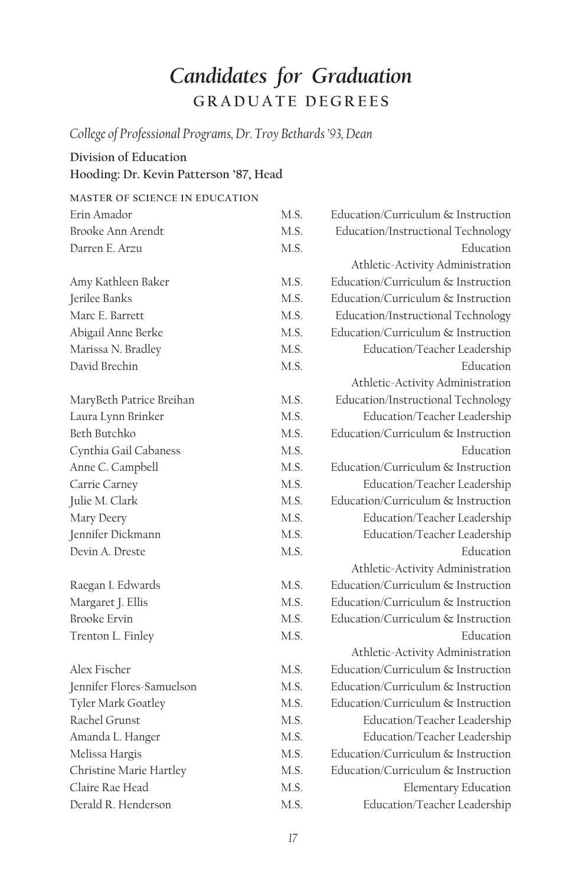# *Candidates for Graduation*

## GRADUATE DEGREES

*College of Professional Programs, Dr. Troy Bethards '93, Dean*

**Division of Education**
**Hooding: Dr. Kevin Patterson '87, Head**

MASTER OF SCIENCE IN EDUCATION

| | | |
|---|---|---|
| Erin Amador | M.S. | Education/Curriculum & Instruction |
| Brooke Ann Arendt | M.S. | Education/Instructional Technology |
| Darren E. Arzu | M.S. | Education Athletic-Activity Administration |
| Amy Kathleen Baker | M.S. | Education/Curriculum & Instruction |
| Jerilee Banks | M.S. | Education/Curriculum & Instruction |
| Marc E. Barrett | M.S. | Education/Instructional Technology |
| Abigail Anne Berke | M.S. | Education/Curriculum & Instruction |
| Marissa N. Bradley | M.S. | Education/Teacher Leadership |
| David Brechin | M.S. | Education Athletic-Activity Administration |
| MaryBeth Patrice Breihan | M.S. | Education/Instructional Technology |
| Laura Lynn Brinker | M.S. | Education/Teacher Leadership |
| Beth Butchko | M.S. | Education/Curriculum & Instruction |
| Cynthia Gail Cabaness | M.S. | Education |
| Anne C. Campbell | M.S. | Education/Curriculum & Instruction |
| Carrie Carney | M.S. | Education/Teacher Leadership |
| Julie M. Clark | M.S. | Education/Curriculum & Instruction |
| Mary Deery | M.S. | Education/Teacher Leadership |
| Jennifer Dickmann | M.S. | Education/Teacher Leadership |
| Devin A. Dreste | M.S. | Education Athletic-Activity Administration |
| Raegan I. Edwards | M.S. | Education/Curriculum & Instruction |
| Margaret J. Ellis | M.S. | Education/Curriculum & Instruction |
| Brooke Ervin | M.S. | Education/Curriculum & Instruction |
| Trenton L. Finley | M.S. | Education Athletic-Activity Administration |
| Alex Fischer | M.S. | Education/Curriculum & Instruction |
| Jennifer Flores-Samuelson | M.S. | Education/Curriculum & Instruction |
| Tyler Mark Goatley | M.S. | Education/Curriculum & Instruction |
| Rachel Grunst | M.S. | Education/Teacher Leadership |
| Amanda L. Hanger | M.S. | Education/Teacher Leadership |
| Melissa Hargis | M.S. | Education/Curriculum & Instruction |
| Christine Marie Hartley | M.S. | Education/Curriculum & Instruction |
| Claire Rae Head | M.S. | Elementary Education |
| Derald R. Henderson | M.S. | Education/Teacher Leadership |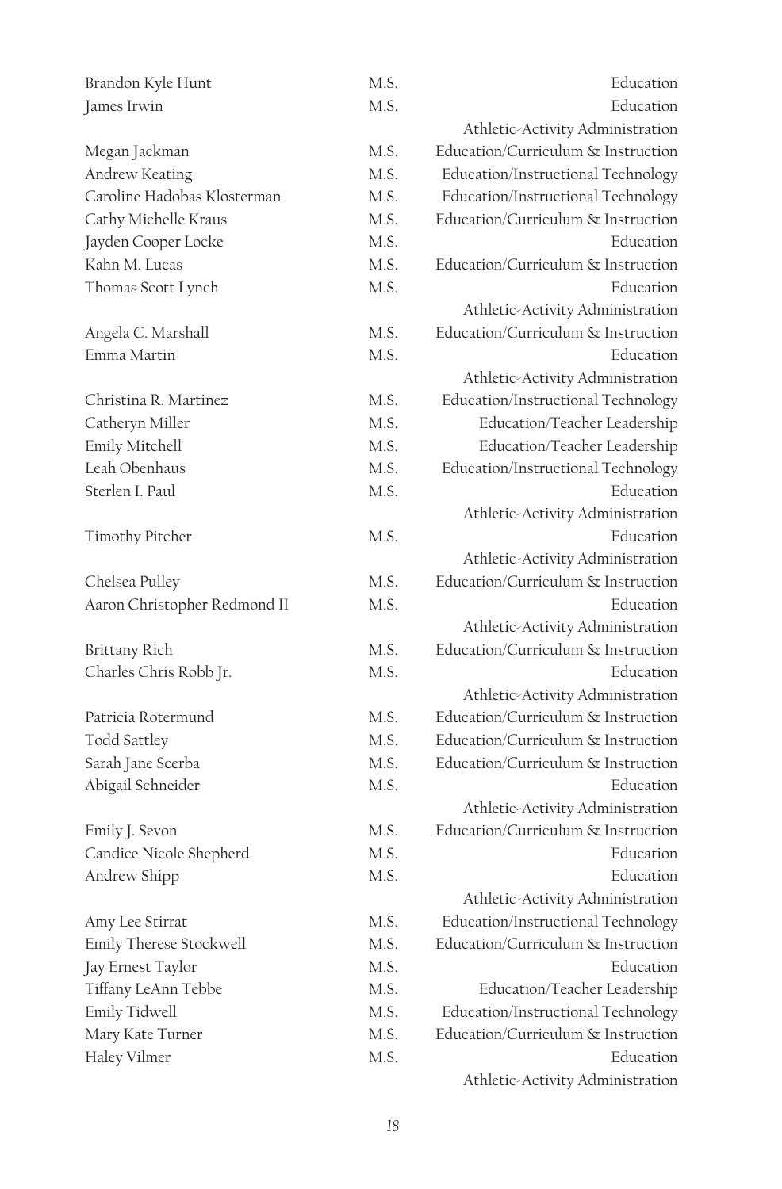| | | |
|---|---|---|
| Brandon Kyle Hunt | M.S. | Education |
| James Irwin | M.S. | Education<br>Athletic-Activity Administration |
| Megan Jackman | M.S. | Education/Curriculum & Instruction |
| Andrew Keating | M.S. | Education/Instructional Technology |
| Caroline Hadobas Klosterman | M.S. | Education/Instructional Technology |
| Cathy Michelle Kraus | M.S. | Education/Curriculum & Instruction |
| Jayden Cooper Locke | M.S. | Education |
| Kahn M. Lucas | M.S. | Education/Curriculum & Instruction |
| Thomas Scott Lynch | M.S. | Education<br>Athletic-Activity Administration |
| Angela C. Marshall | M.S. | Education/Curriculum & Instruction |
| Emma Martin | M.S. | Education<br>Athletic-Activity Administration |
| Christina R. Martinez | M.S. | Education/Instructional Technology |
| Catheryn Miller | M.S. | Education/Teacher Leadership |
| Emily Mitchell | M.S. | Education/Teacher Leadership |
| Leah Obenhaus | M.S. | Education/Instructional Technology |
| Sterlen I. Paul | M.S. | Education<br>Athletic-Activity Administration |
| Timothy Pitcher | M.S. | Education<br>Athletic-Activity Administration |
| Chelsea Pulley | M.S. | Education/Curriculum & Instruction |
| Aaron Christopher Redmond II | M.S. | Education<br>Athletic-Activity Administration |
| Brittany Rich | M.S. | Education/Curriculum & Instruction |
| Charles Chris Robb Jr. | M.S. | Education<br>Athletic-Activity Administration |
| Patricia Rotermund | M.S. | Education/Curriculum & Instruction |
| Todd Sattley | M.S. | Education/Curriculum & Instruction |
| Sarah Jane Scerba | M.S. | Education/Curriculum & Instruction |
| Abigail Schneider | M.S. | Education<br>Athletic-Activity Administration |
| Emily J. Sevon | M.S. | Education/Curriculum & Instruction |
| Candice Nicole Shepherd | M.S. | Education |
| Andrew Shipp | M.S. | Education<br>Athletic-Activity Administration |
| Amy Lee Stirrat | M.S. | Education/Instructional Technology |
| Emily Therese Stockwell | M.S. | Education/Curriculum & Instruction |
| Jay Ernest Taylor | M.S. | Education |
| Tiffany LeAnn Tebbe | M.S. | Education/Teacher Leadership |
| Emily Tidwell | M.S. | Education/Instructional Technology |
| Mary Kate Turner | M.S. | Education/Curriculum & Instruction |
| Haley Vilmer | M.S. | Education<br>Athletic-Activity Administration |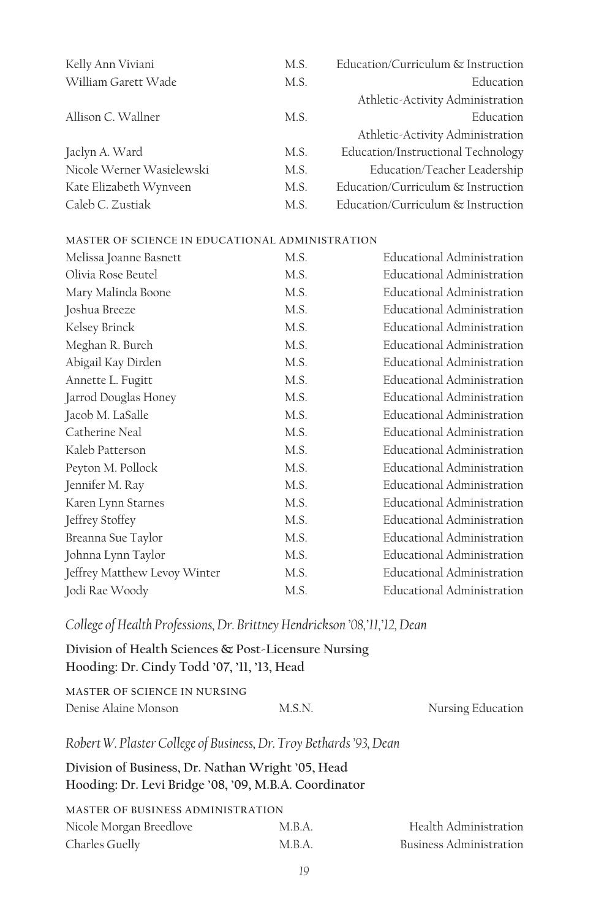| | | |
|---|---|---|
| Kelly Ann Viviani | M.S. | Education/Curriculum & Instruction |
| William Garett Wade | M.S. | Education Athletic-Activity Administration |
| Allison C. Wallner | M.S. | Education Athletic-Activity Administration |
| Jaclyn A. Ward | M.S. | Education/Instructional Technology |
| Nicole Werner Wasielewski | M.S. | Education/Teacher Leadership |
| Kate Elizabeth Wynveen | M.S. | Education/Curriculum & Instruction |
| Caleb C. Zustiak | M.S. | Education/Curriculum & Instruction |

MASTER OF SCIENCE IN EDUCATIONAL ADMINISTRATION

| | | |
|---|---|---|
| Melissa Joanne Basnett | M.S. | Educational Administration |
| Olivia Rose Beutel | M.S. | Educational Administration |
| Mary Malinda Boone | M.S. | Educational Administration |
| Joshua Breeze | M.S. | Educational Administration |
| Kelsey Brinck | M.S. | Educational Administration |
| Meghan R. Burch | M.S. | Educational Administration |
| Abigail Kay Dirden | M.S. | Educational Administration |
| Annette L. Fugitt | M.S. | Educational Administration |
| Jarrod Douglas Honey | M.S. | Educational Administration |
| Jacob M. LaSalle | M.S. | Educational Administration |
| Catherine Neal | M.S. | Educational Administration |
| Kaleb Patterson | M.S. | Educational Administration |
| Peyton M. Pollock | M.S. | Educational Administration |
| Jennifer M. Ray | M.S. | Educational Administration |
| Karen Lynn Starnes | M.S. | Educational Administration |
| Jeffrey Stoffey | M.S. | Educational Administration |
| Breanna Sue Taylor | M.S. | Educational Administration |
| Johnna Lynn Taylor | M.S. | Educational Administration |
| Jeffrey Matthew Levoy Winter | M.S. | Educational Administration |
| Jodi Rae Woody | M.S. | Educational Administration |

## *College of Health Professions, Dr. Brittney Hendrickson '08, '11, '12, Dean*

**Division of Health Sciences & Post-Licensure Nursing**
**Hooding: Dr. Cindy Todd '07, '11, '13, Head**

MASTER OF SCIENCE IN NURSING

| | | |
|---|---|---|
| Denise Alaine Monson | M.S.N. | Nursing Education |

## *Robert W. Plaster College of Business, Dr. Troy Bethards '93, Dean*

**Division of Business, Dr. Nathan Wright '05, Head**
**Hooding: Dr. Levi Bridge '08, '09, M.B.A. Coordinator**

MASTER OF BUSINESS ADMINISTRATION

| | | |
|---|---|---|
| Nicole Morgan Breedlove | M.B.A. | Health Administration |
| Charles Guelly | M.B.A. | Business Administration |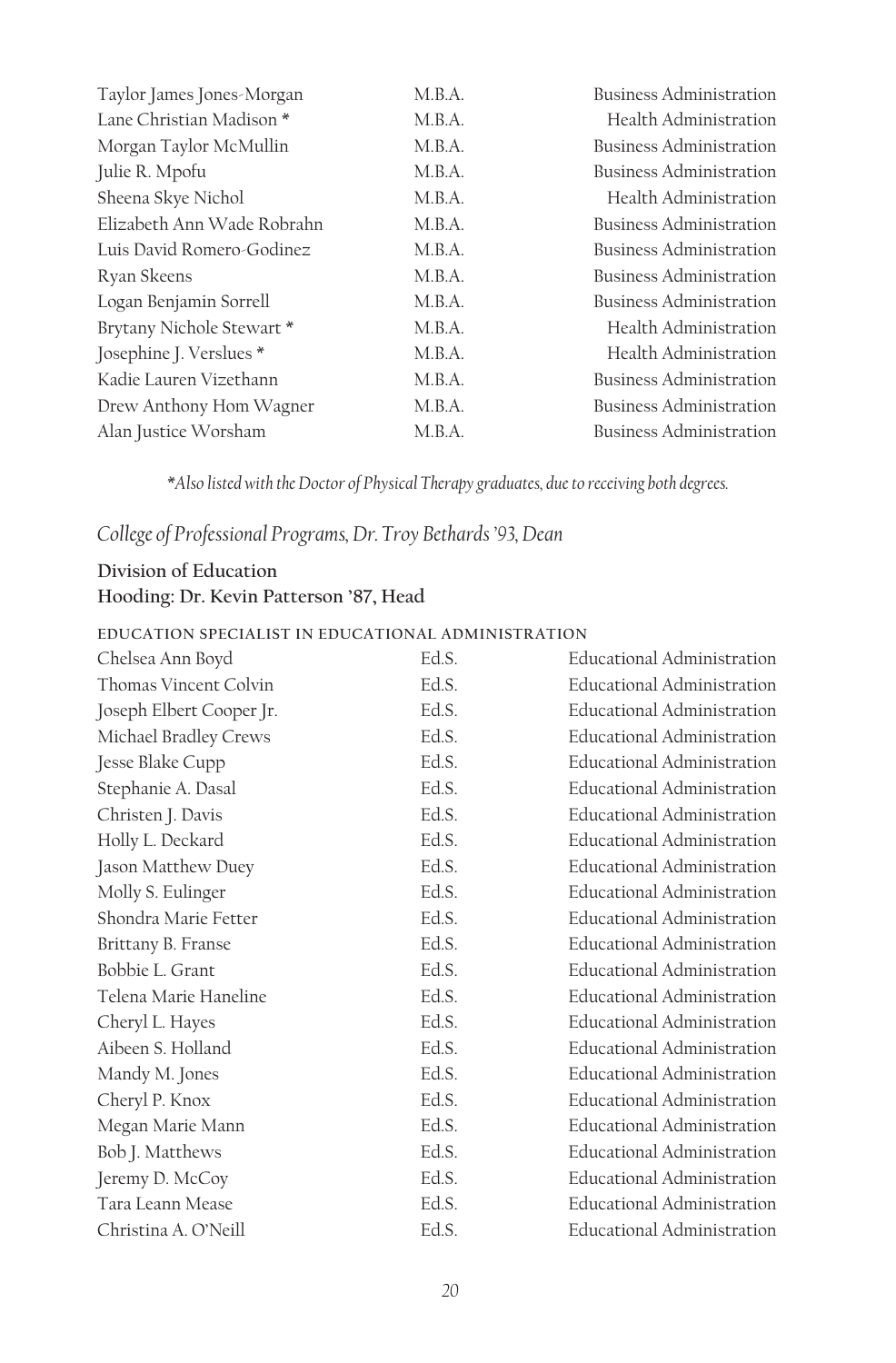| | | |
|---|---|---|
| Taylor James Jones-Morgan | M.B.A. | Business Administration |
| Lane Christian Madison * | M.B.A. | Health Administration |
| Morgan Taylor McMullin | M.B.A. | Business Administration |
| Julie R. Mpofu | M.B.A. | Business Administration |
| Sheena Skye Nichol | M.B.A. | Health Administration |
| Elizabeth Ann Wade Robrahn | M.B.A. | Business Administration |
| Luis David Romero-Godinez | M.B.A. | Business Administration |
| Ryan Skeens | M.B.A. | Business Administration |
| Logan Benjamin Sorrell | M.B.A. | Business Administration |
| Brytany Nichole Stewart * | M.B.A. | Health Administration |
| Josephine J. Verslues * | M.B.A. | Health Administration |
| Kadie Lauren Vizethann | M.B.A. | Business Administration |
| Drew Anthony Hom Wagner | M.B.A. | Business Administration |
| Alan Justice Worsham | M.B.A. | Business Administration |

*\*Also listed with the Doctor of Physical Therapy graduates, due to receiving both degrees.*

## *College of Professional Programs, Dr. Troy Bethards '93, Dean*

### Division of Education
### Hooding: Dr. Kevin Patterson '87, Head

EDUCATION SPECIALIST IN EDUCATIONAL ADMINISTRATION

| | | |
|---|---|---|
| Chelsea Ann Boyd | Ed.S. | Educational Administration |
| Thomas Vincent Colvin | Ed.S. | Educational Administration |
| Joseph Elbert Cooper Jr. | Ed.S. | Educational Administration |
| Michael Bradley Crews | Ed.S. | Educational Administration |
| Jesse Blake Cupp | Ed.S. | Educational Administration |
| Stephanie A. Dasal | Ed.S. | Educational Administration |
| Christen J. Davis | Ed.S. | Educational Administration |
| Holly L. Deckard | Ed.S. | Educational Administration |
| Jason Matthew Duey | Ed.S. | Educational Administration |
| Molly S. Eulinger | Ed.S. | Educational Administration |
| Shondra Marie Fetter | Ed.S. | Educational Administration |
| Brittany B. Franse | Ed.S. | Educational Administration |
| Bobbie L. Grant | Ed.S. | Educational Administration |
| Telena Marie Haneline | Ed.S. | Educational Administration |
| Cheryl L. Hayes | Ed.S. | Educational Administration |
| Aibeen S. Holland | Ed.S. | Educational Administration |
| Mandy M. Jones | Ed.S. | Educational Administration |
| Cheryl P. Knox | Ed.S. | Educational Administration |
| Megan Marie Mann | Ed.S. | Educational Administration |
| Bob J. Matthews | Ed.S. | Educational Administration |
| Jeremy D. McCoy | Ed.S. | Educational Administration |
| Tara Leann Mease | Ed.S. | Educational Administration |
| Christina A. O'Neill | Ed.S. | Educational Administration |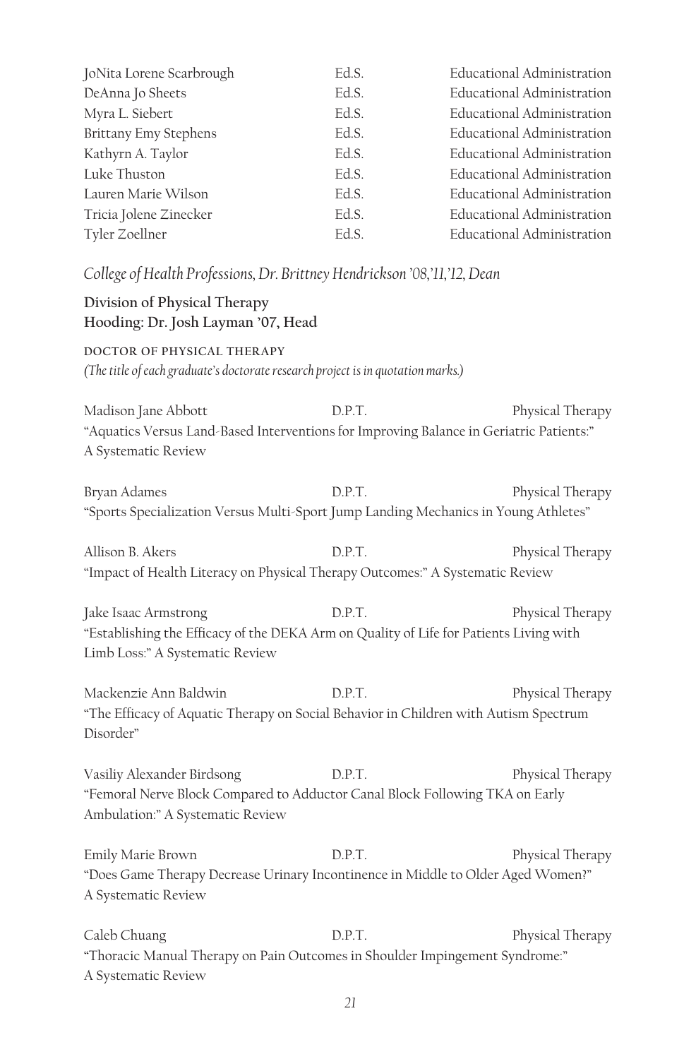| | | |
|---|---|---|
| JoNita Lorene Scarbrough | Ed.S. | Educational Administration |
| DeAnna Jo Sheets | Ed.S. | Educational Administration |
| Myra L. Siebert | Ed.S. | Educational Administration |
| Brittany Emy Stephens | Ed.S. | Educational Administration |
| Kathyrn A. Taylor | Ed.S. | Educational Administration |
| Luke Thuston | Ed.S. | Educational Administration |
| Lauren Marie Wilson | Ed.S. | Educational Administration |
| Tricia Jolene Zinecker | Ed.S. | Educational Administration |
| Tyler Zoellner | Ed.S. | Educational Administration |

*College of Health Professions, Dr. Brittney Hendrickson '08,'11,'12, Dean*

**Division of Physical Therapy**
**Hooding: Dr. Josh Layman '07, Head**

DOCTOR OF PHYSICAL THERAPY
*(The title of each graduate's doctorate research project is in quotation marks.)*

Madison Jane Abbott | D.P.T. | Physical Therapy
"Aquatics Versus Land-Based Interventions for Improving Balance in Geriatric Patients:" A Systematic Review

Bryan Adames | D.P.T. | Physical Therapy
"Sports Specialization Versus Multi-Sport Jump Landing Mechanics in Young Athletes"

Allison B. Akers | D.P.T. | Physical Therapy
"Impact of Health Literacy on Physical Therapy Outcomes:" A Systematic Review

Jake Isaac Armstrong | D.P.T. | Physical Therapy
"Establishing the Efficacy of the DEKA Arm on Quality of Life for Patients Living with Limb Loss:" A Systematic Review

Mackenzie Ann Baldwin | D.P.T. | Physical Therapy
"The Efficacy of Aquatic Therapy on Social Behavior in Children with Autism Spectrum Disorder"

Vasiliy Alexander Birdsong | D.P.T. | Physical Therapy
"Femoral Nerve Block Compared to Adductor Canal Block Following TKA on Early Ambulation:" A Systematic Review

Emily Marie Brown | D.P.T. | Physical Therapy
"Does Game Therapy Decrease Urinary Incontinence in Middle to Older Aged Women?" A Systematic Review

Caleb Chuang | D.P.T. | Physical Therapy
"Thoracic Manual Therapy on Pain Outcomes in Shoulder Impingement Syndrome:" A Systematic Review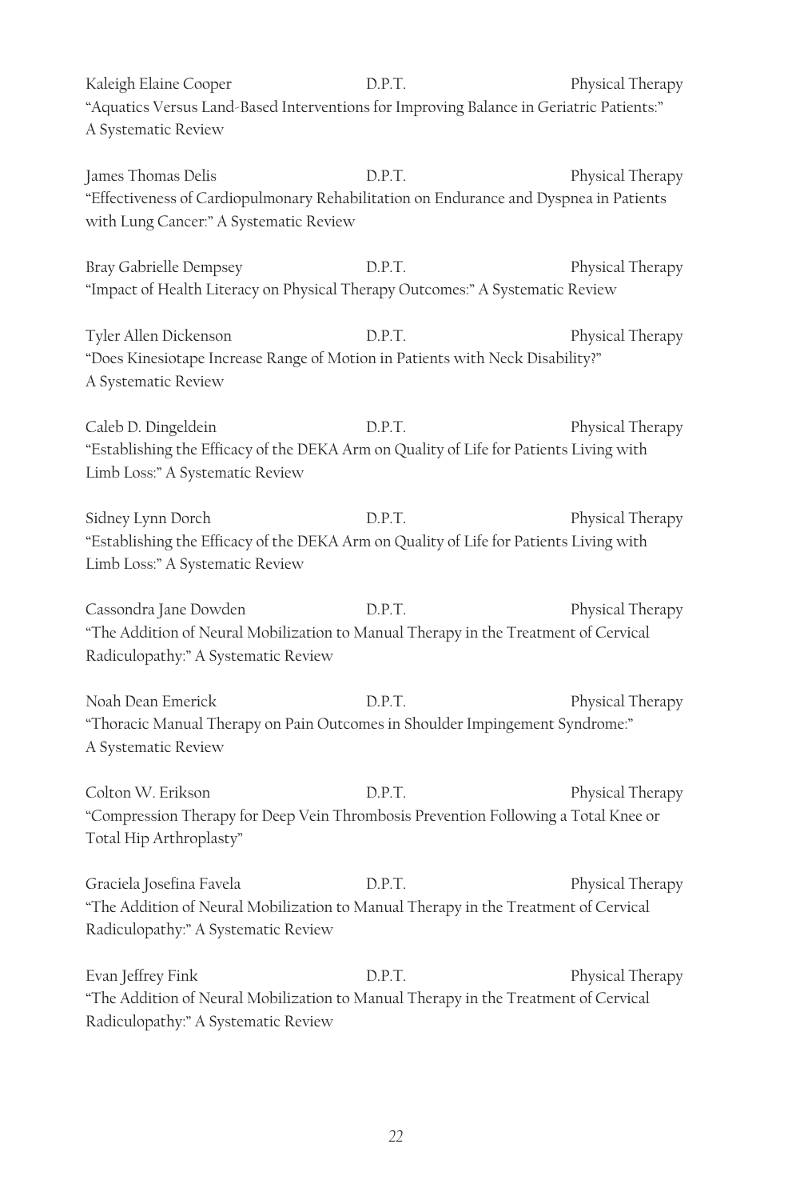Kaleigh Elaine Cooper | D.P.T. | Physical Therapy

"Aquatics Versus Land-Based Interventions for Improving Balance in Geriatric Patients:" A Systematic Review

James Thomas Delis | D.P.T. | Physical Therapy

"Effectiveness of Cardiopulmonary Rehabilitation on Endurance and Dyspnea in Patients with Lung Cancer:" A Systematic Review

Bray Gabrielle Dempsey | D.P.T. | Physical Therapy

"Impact of Health Literacy on Physical Therapy Outcomes:" A Systematic Review

Tyler Allen Dickenson | D.P.T. | Physical Therapy

"Does Kinesiotape Increase Range of Motion in Patients with Neck Disability?" A Systematic Review

Caleb D. Dingeldein | D.P.T. | Physical Therapy

"Establishing the Efficacy of the DEKA Arm on Quality of Life for Patients Living with Limb Loss:" A Systematic Review

Sidney Lynn Dorch | D.P.T. | Physical Therapy

"Establishing the Efficacy of the DEKA Arm on Quality of Life for Patients Living with Limb Loss:" A Systematic Review

Cassondra Jane Dowden | D.P.T. | Physical Therapy

"The Addition of Neural Mobilization to Manual Therapy in the Treatment of Cervical Radiculopathy:" A Systematic Review

Noah Dean Emerick | D.P.T. | Physical Therapy

"Thoracic Manual Therapy on Pain Outcomes in Shoulder Impingement Syndrome:" A Systematic Review

Colton W. Erikson | D.P.T. | Physical Therapy

"Compression Therapy for Deep Vein Thrombosis Prevention Following a Total Knee or Total Hip Arthroplasty"

Graciela Josefina Favela | D.P.T. | Physical Therapy

"The Addition of Neural Mobilization to Manual Therapy in the Treatment of Cervical Radiculopathy:" A Systematic Review

Evan Jeffrey Fink | D.P.T. | Physical Therapy

"The Addition of Neural Mobilization to Manual Therapy in the Treatment of Cervical Radiculopathy:" A Systematic Review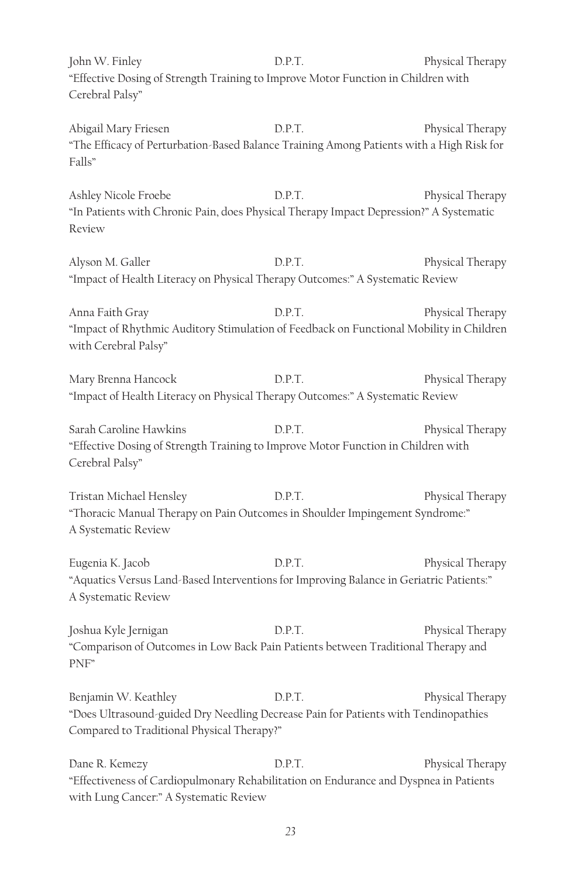John W. Finley D.P.T. Physical Therapy
"Effective Dosing of Strength Training to Improve Motor Function in Children with Cerebral Palsy"

Abigail Mary Friesen D.P.T. Physical Therapy
"The Efficacy of Perturbation-Based Balance Training Among Patients with a High Risk for Falls"

Ashley Nicole Froebe D.P.T. Physical Therapy
"In Patients with Chronic Pain, does Physical Therapy Impact Depression?" A Systematic Review

Alyson M. Galler D.P.T. Physical Therapy
"Impact of Health Literacy on Physical Therapy Outcomes:" A Systematic Review

Anna Faith Gray D.P.T. Physical Therapy
"Impact of Rhythmic Auditory Stimulation of Feedback on Functional Mobility in Children with Cerebral Palsy"

Mary Brenna Hancock D.P.T. Physical Therapy
"Impact of Health Literacy on Physical Therapy Outcomes:" A Systematic Review

Sarah Caroline Hawkins D.P.T. Physical Therapy
"Effective Dosing of Strength Training to Improve Motor Function in Children with Cerebral Palsy"

Tristan Michael Hensley D.P.T. Physical Therapy
"Thoracic Manual Therapy on Pain Outcomes in Shoulder Impingement Syndrome:" A Systematic Review

Eugenia K. Jacob D.P.T. Physical Therapy
"Aquatics Versus Land-Based Interventions for Improving Balance in Geriatric Patients:" A Systematic Review

Joshua Kyle Jernigan D.P.T. Physical Therapy
"Comparison of Outcomes in Low Back Pain Patients between Traditional Therapy and PNF"

Benjamin W. Keathley D.P.T. Physical Therapy
"Does Ultrasound-guided Dry Needling Decrease Pain for Patients with Tendinopathies Compared to Traditional Physical Therapy?"

Dane R. Kemezy D.P.T. Physical Therapy
"Effectiveness of Cardiopulmonary Rehabilitation on Endurance and Dyspnea in Patients with Lung Cancer:" A Systematic Review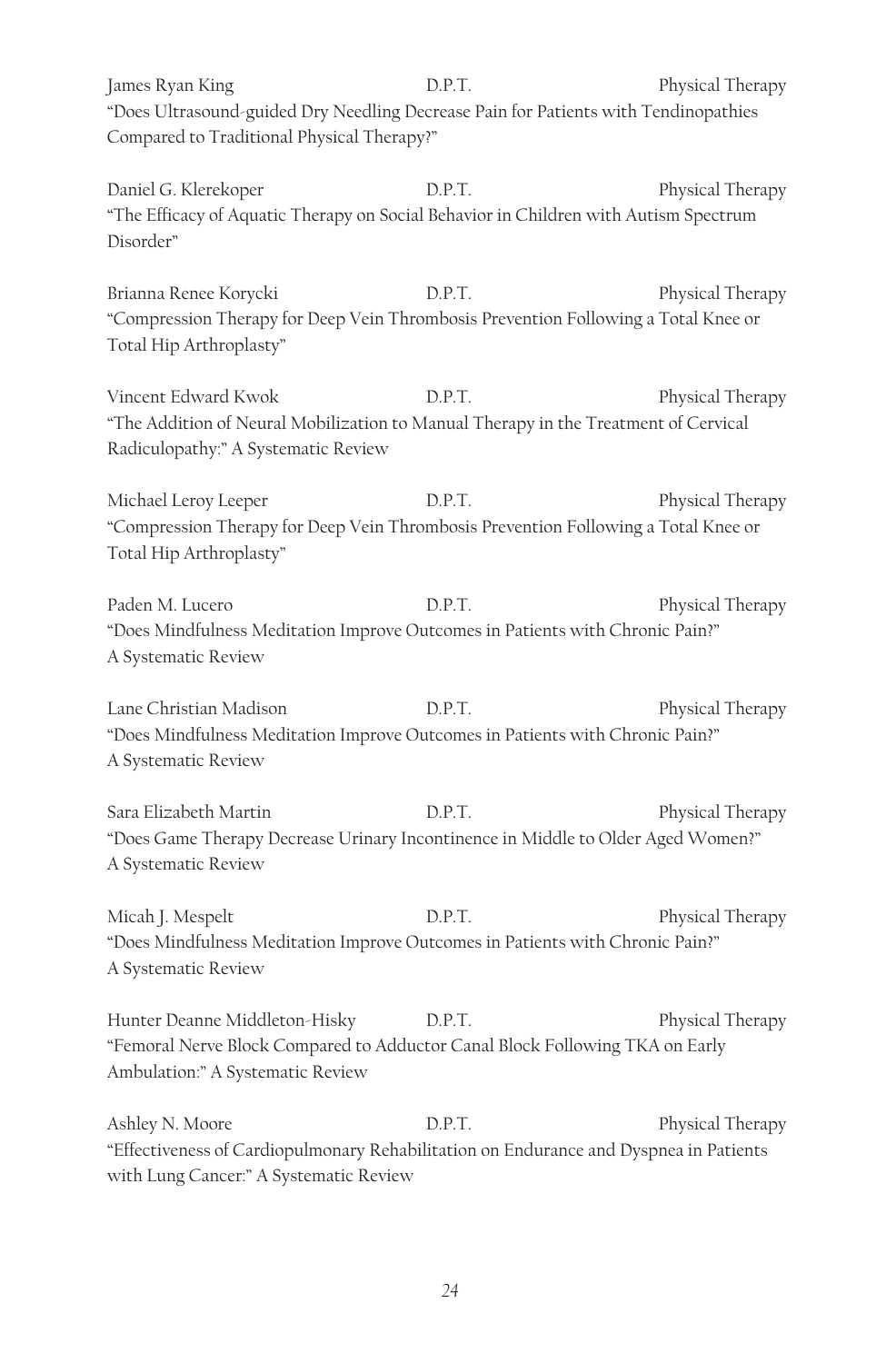James Ryan King | D.P.T. | Physical Therapy
"Does Ultrasound-guided Dry Needling Decrease Pain for Patients with Tendinopathies Compared to Traditional Physical Therapy?"

Daniel G. Klerekoper | D.P.T. | Physical Therapy
"The Efficacy of Aquatic Therapy on Social Behavior in Children with Autism Spectrum Disorder"

Brianna Renee Korycki | D.P.T. | Physical Therapy
"Compression Therapy for Deep Vein Thrombosis Prevention Following a Total Knee or Total Hip Arthroplasty"

Vincent Edward Kwok | D.P.T. | Physical Therapy
"The Addition of Neural Mobilization to Manual Therapy in the Treatment of Cervical Radiculopathy:" A Systematic Review

Michael Leroy Leeper | D.P.T. | Physical Therapy
"Compression Therapy for Deep Vein Thrombosis Prevention Following a Total Knee or Total Hip Arthroplasty"

Paden M. Lucero | D.P.T. | Physical Therapy
"Does Mindfulness Meditation Improve Outcomes in Patients with Chronic Pain?" A Systematic Review

Lane Christian Madison | D.P.T. | Physical Therapy
"Does Mindfulness Meditation Improve Outcomes in Patients with Chronic Pain?" A Systematic Review

Sara Elizabeth Martin | D.P.T. | Physical Therapy
"Does Game Therapy Decrease Urinary Incontinence in Middle to Older Aged Women?" A Systematic Review

Micah J. Mespelt | D.P.T. | Physical Therapy
"Does Mindfulness Meditation Improve Outcomes in Patients with Chronic Pain?" A Systematic Review

Hunter Deanne Middleton-Hisky | D.P.T. | Physical Therapy
"Femoral Nerve Block Compared to Adductor Canal Block Following TKA on Early Ambulation:" A Systematic Review

Ashley N. Moore | D.P.T. | Physical Therapy
"Effectiveness of Cardiopulmonary Rehabilitation on Endurance and Dyspnea in Patients with Lung Cancer:" A Systematic Review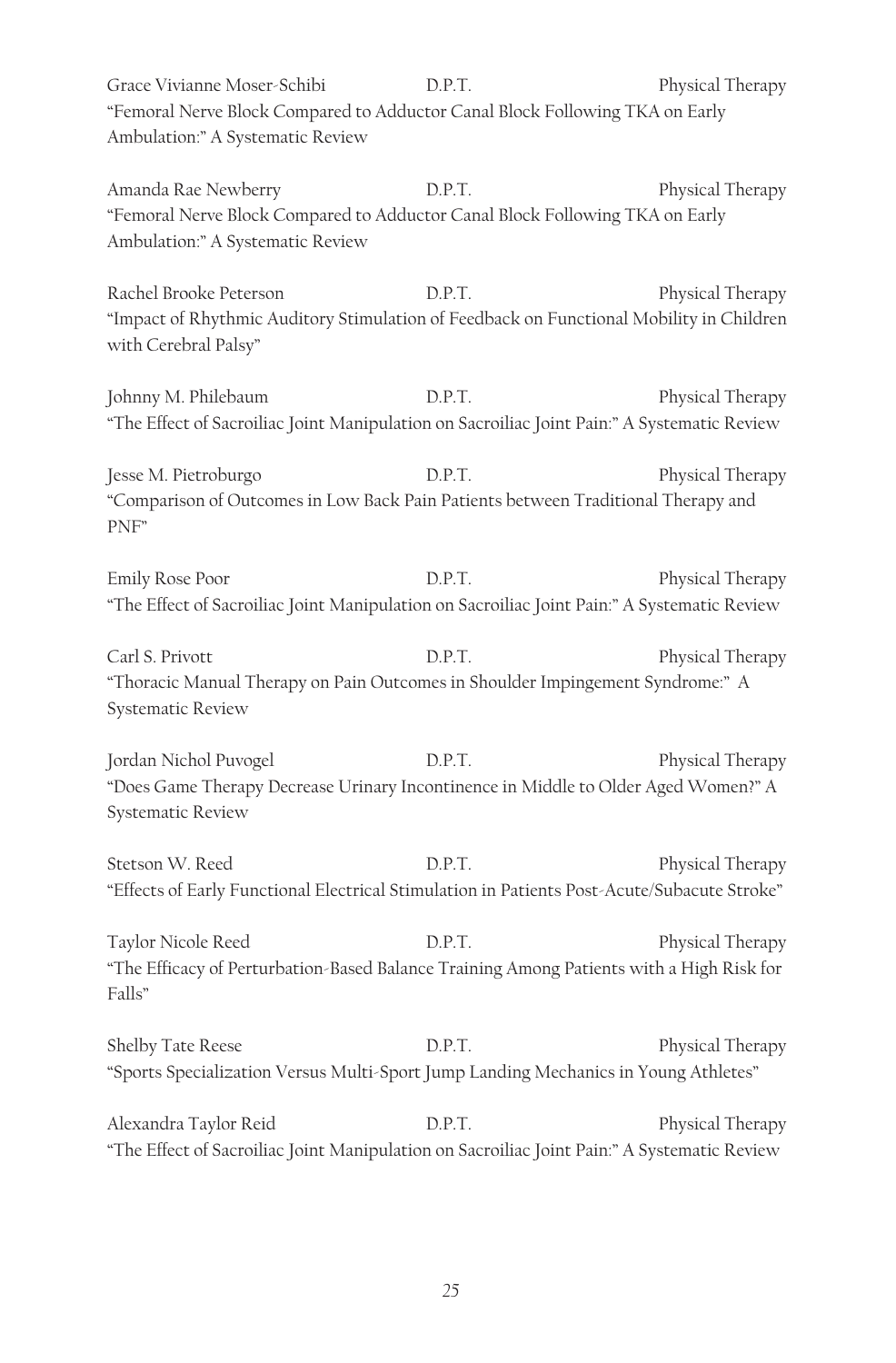Grace Vivianne Moser-Schibi D.P.T. Physical Therapy
"Femoral Nerve Block Compared to Adductor Canal Block Following TKA on Early Ambulation:" A Systematic Review

Amanda Rae Newberry D.P.T. Physical Therapy
"Femoral Nerve Block Compared to Adductor Canal Block Following TKA on Early Ambulation:" A Systematic Review

Rachel Brooke Peterson D.P.T. Physical Therapy
"Impact of Rhythmic Auditory Stimulation of Feedback on Functional Mobility in Children with Cerebral Palsy"

Johnny M. Philebaum D.P.T. Physical Therapy
"The Effect of Sacroiliac Joint Manipulation on Sacroiliac Joint Pain:" A Systematic Review

Jesse M. Pietroburgo D.P.T. Physical Therapy
"Comparison of Outcomes in Low Back Pain Patients between Traditional Therapy and PNF"

Emily Rose Poor D.P.T. Physical Therapy
"The Effect of Sacroiliac Joint Manipulation on Sacroiliac Joint Pain:" A Systematic Review

Carl S. Privott D.P.T. Physical Therapy
"Thoracic Manual Therapy on Pain Outcomes in Shoulder Impingement Syndrome:" A Systematic Review

Jordan Nichol Puvogel D.P.T. Physical Therapy
"Does Game Therapy Decrease Urinary Incontinence in Middle to Older Aged Women?" A Systematic Review

Stetson W. Reed D.P.T. Physical Therapy
"Effects of Early Functional Electrical Stimulation in Patients Post-Acute/Subacute Stroke"

Taylor Nicole Reed D.P.T. Physical Therapy
"The Efficacy of Perturbation-Based Balance Training Among Patients with a High Risk for Falls"

Shelby Tate Reese D.P.T. Physical Therapy
"Sports Specialization Versus Multi-Sport Jump Landing Mechanics in Young Athletes"

Alexandra Taylor Reid D.P.T. Physical Therapy
"The Effect of Sacroiliac Joint Manipulation on Sacroiliac Joint Pain:" A Systematic Review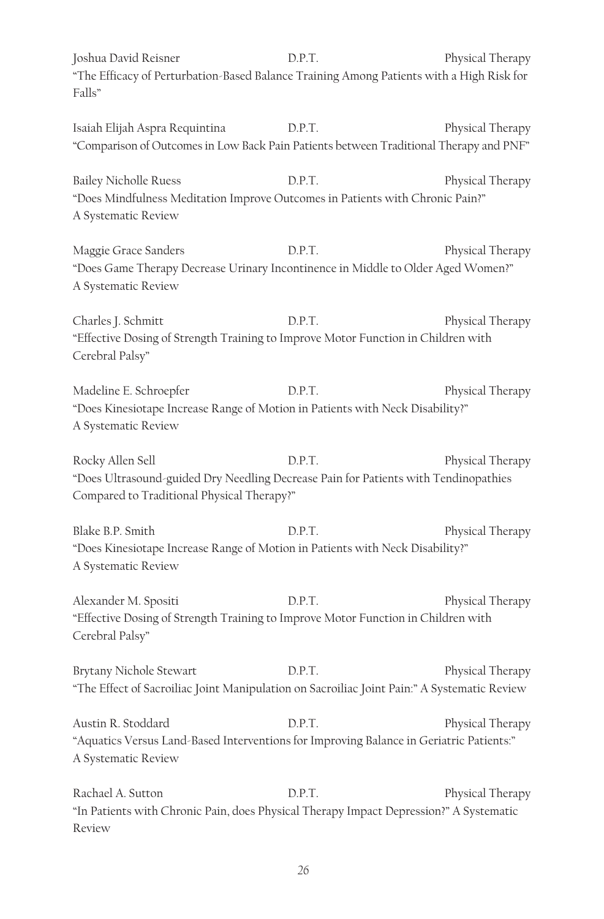Joshua David Reisner D.P.T. Physical Therapy
"The Efficacy of Perturbation-Based Balance Training Among Patients with a High Risk for Falls"

Isaiah Elijah Aspra Requintina D.P.T. Physical Therapy
"Comparison of Outcomes in Low Back Pain Patients between Traditional Therapy and PNF"

Bailey Nicholle Ruess D.P.T. Physical Therapy
"Does Mindfulness Meditation Improve Outcomes in Patients with Chronic Pain?"
A Systematic Review

Maggie Grace Sanders D.P.T. Physical Therapy
"Does Game Therapy Decrease Urinary Incontinence in Middle to Older Aged Women?"
A Systematic Review

Charles J. Schmitt D.P.T. Physical Therapy
"Effective Dosing of Strength Training to Improve Motor Function in Children with Cerebral Palsy"

Madeline E. Schroepfer D.P.T. Physical Therapy
"Does Kinesiotape Increase Range of Motion in Patients with Neck Disability?"
A Systematic Review

Rocky Allen Sell D.P.T. Physical Therapy
"Does Ultrasound-guided Dry Needling Decrease Pain for Patients with Tendinopathies Compared to Traditional Physical Therapy?"

Blake B.P. Smith D.P.T. Physical Therapy
"Does Kinesiotape Increase Range of Motion in Patients with Neck Disability?"
A Systematic Review

Alexander M. Spositi D.P.T. Physical Therapy
"Effective Dosing of Strength Training to Improve Motor Function in Children with Cerebral Palsy"

Brytany Nichole Stewart D.P.T. Physical Therapy
"The Effect of Sacroiliac Joint Manipulation on Sacroiliac Joint Pain:" A Systematic Review

Austin R. Stoddard D.P.T. Physical Therapy
"Aquatics Versus Land-Based Interventions for Improving Balance in Geriatric Patients:"
A Systematic Review

Rachael A. Sutton D.P.T. Physical Therapy
"In Patients with Chronic Pain, does Physical Therapy Impact Depression?" A Systematic Review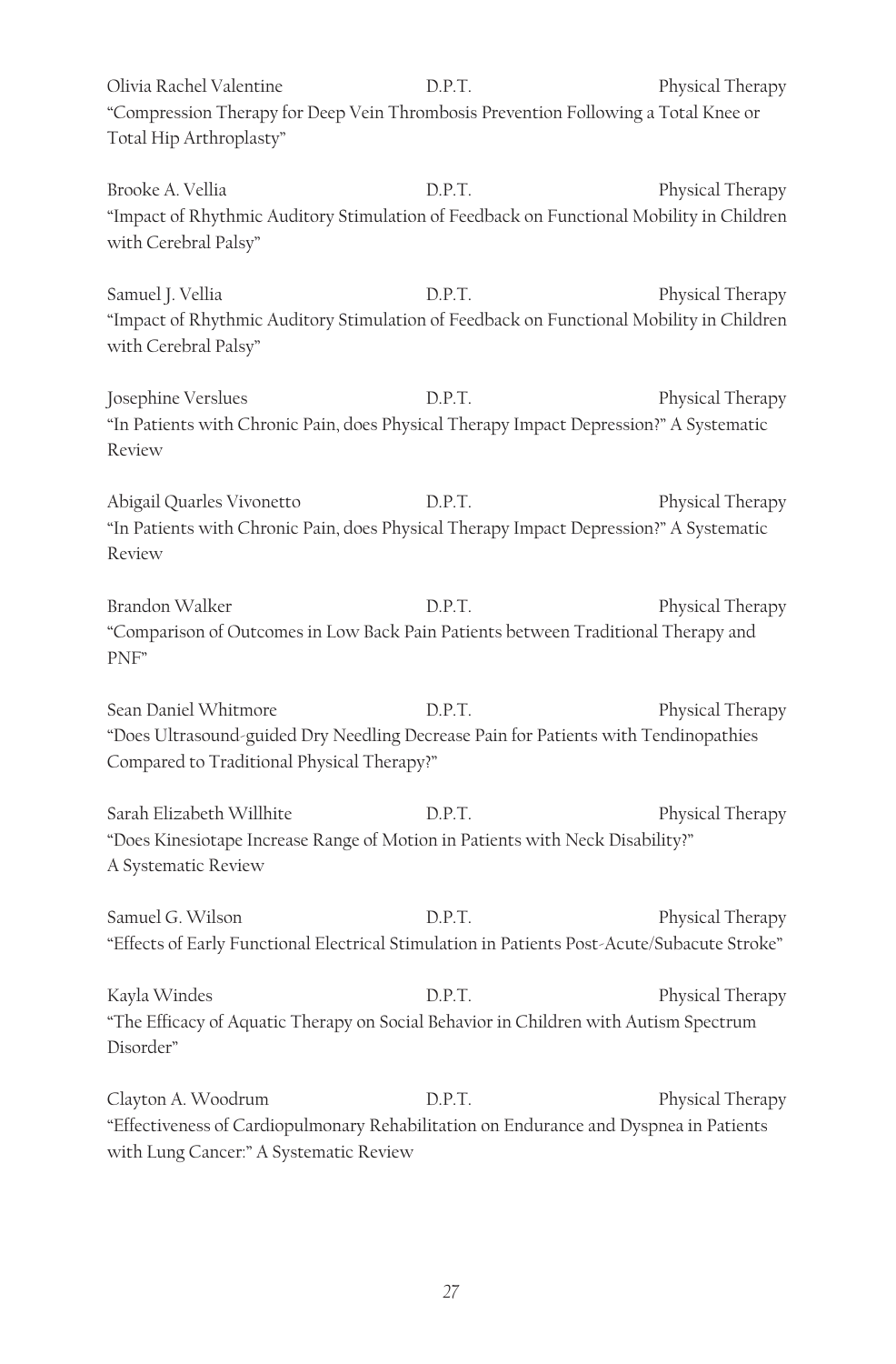Olivia Rachel Valentine D.P.T. Physical Therapy
"Compression Therapy for Deep Vein Thrombosis Prevention Following a Total Knee or Total Hip Arthroplasty"

Brooke A. Vellia D.P.T. Physical Therapy
"Impact of Rhythmic Auditory Stimulation of Feedback on Functional Mobility in Children with Cerebral Palsy"

Samuel J. Vellia D.P.T. Physical Therapy
"Impact of Rhythmic Auditory Stimulation of Feedback on Functional Mobility in Children with Cerebral Palsy"

Josephine Verslues D.P.T. Physical Therapy
"In Patients with Chronic Pain, does Physical Therapy Impact Depression?" A Systematic Review

Abigail Quarles Vivonetto D.P.T. Physical Therapy
"In Patients with Chronic Pain, does Physical Therapy Impact Depression?" A Systematic Review

Brandon Walker D.P.T. Physical Therapy
"Comparison of Outcomes in Low Back Pain Patients between Traditional Therapy and PNF"

Sean Daniel Whitmore D.P.T. Physical Therapy
"Does Ultrasound-guided Dry Needling Decrease Pain for Patients with Tendinopathies Compared to Traditional Physical Therapy?"

Sarah Elizabeth Willhite D.P.T. Physical Therapy
"Does Kinesiotape Increase Range of Motion in Patients with Neck Disability?"
A Systematic Review

Samuel G. Wilson D.P.T. Physical Therapy
"Effects of Early Functional Electrical Stimulation in Patients Post-Acute/Subacute Stroke"

Kayla Windes D.P.T. Physical Therapy
"The Efficacy of Aquatic Therapy on Social Behavior in Children with Autism Spectrum Disorder"

Clayton A. Woodrum D.P.T. Physical Therapy
"Effectiveness of Cardiopulmonary Rehabilitation on Endurance and Dyspnea in Patients with Lung Cancer:" A Systematic Review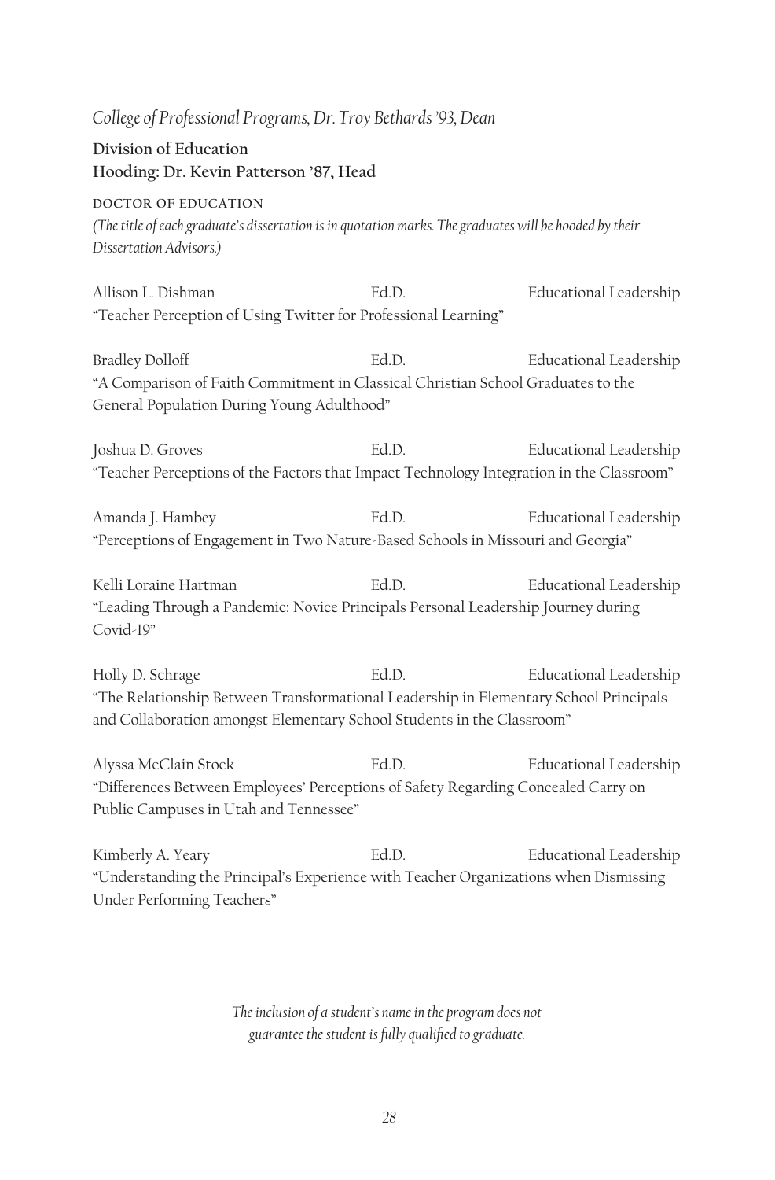*College of Professional Programs, Dr. Troy Bethards '93, Dean*

**Division of Education**
**Hooding: Dr. Kevin Patterson '87, Head**

DOCTOR OF EDUCATION

*(The title of each graduate's dissertation is in quotation marks. The graduates will be hooded by their Dissertation Advisors.)*

Allison L. Dishman — Ed.D. — Educational Leadership
"Teacher Perception of Using Twitter for Professional Learning"

Bradley Dolloff — Ed.D. — Educational Leadership
"A Comparison of Faith Commitment in Classical Christian School Graduates to the General Population During Young Adulthood"

Joshua D. Groves — Ed.D. — Educational Leadership
"Teacher Perceptions of the Factors that Impact Technology Integration in the Classroom"

Amanda J. Hambey — Ed.D. — Educational Leadership
"Perceptions of Engagement in Two Nature-Based Schools in Missouri and Georgia"

Kelli Loraine Hartman — Ed.D. — Educational Leadership
"Leading Through a Pandemic: Novice Principals Personal Leadership Journey during Covid-19"

Holly D. Schrage — Ed.D. — Educational Leadership
"The Relationship Between Transformational Leadership in Elementary School Principals and Collaboration amongst Elementary School Students in the Classroom"

Alyssa McClain Stock — Ed.D. — Educational Leadership
"Differences Between Employees' Perceptions of Safety Regarding Concealed Carry on Public Campuses in Utah and Tennessee"

Kimberly A. Yeary — Ed.D. — Educational Leadership
"Understanding the Principal's Experience with Teacher Organizations when Dismissing Under Performing Teachers"

*The inclusion of a student's name in the program does not guarantee the student is fully qualified to graduate.*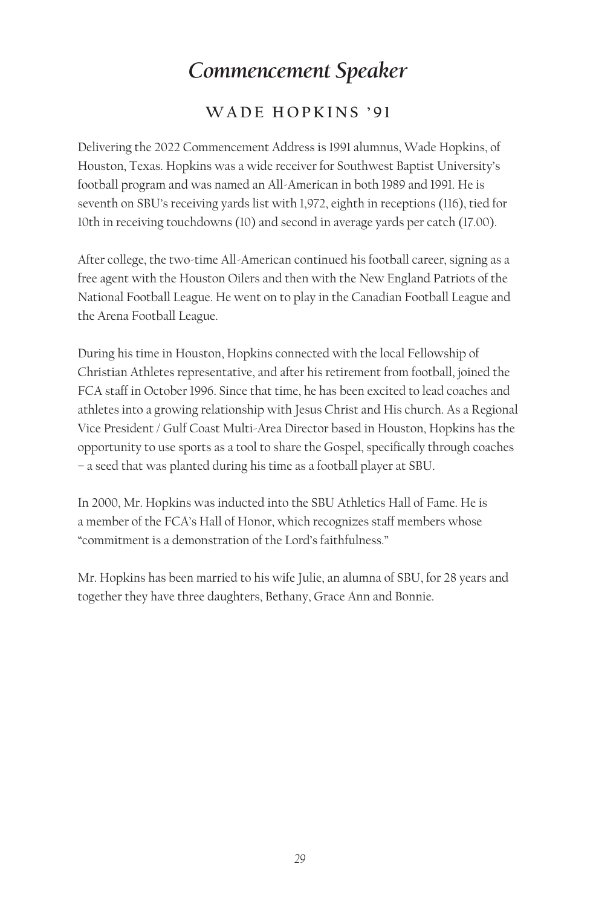# *Commencement Speaker*

## WADE HOPKINS '91

Delivering the 2022 Commencement Address is 1991 alumnus, Wade Hopkins, of Houston, Texas. Hopkins was a wide receiver for Southwest Baptist University's football program and was named an All-American in both 1989 and 1991. He is seventh on SBU's receiving yards list with 1,972, eighth in receptions (116), tied for 10th in receiving touchdowns (10) and second in average yards per catch (17.00).

After college, the two-time All-American continued his football career, signing as a free agent with the Houston Oilers and then with the New England Patriots of the National Football League. He went on to play in the Canadian Football League and the Arena Football League.

During his time in Houston, Hopkins connected with the local Fellowship of Christian Athletes representative, and after his retirement from football, joined the FCA staff in October 1996. Since that time, he has been excited to lead coaches and athletes into a growing relationship with Jesus Christ and His church. As a Regional Vice President / Gulf Coast Multi-Area Director based in Houston, Hopkins has the opportunity to use sports as a tool to share the Gospel, specifically through coaches – a seed that was planted during his time as a football player at SBU.

In 2000, Mr. Hopkins was inducted into the SBU Athletics Hall of Fame. He is a member of the FCA's Hall of Honor, which recognizes staff members whose "commitment is a demonstration of the Lord's faithfulness."

Mr. Hopkins has been married to his wife Julie, an alumna of SBU, for 28 years and together they have three daughters, Bethany, Grace Ann and Bonnie.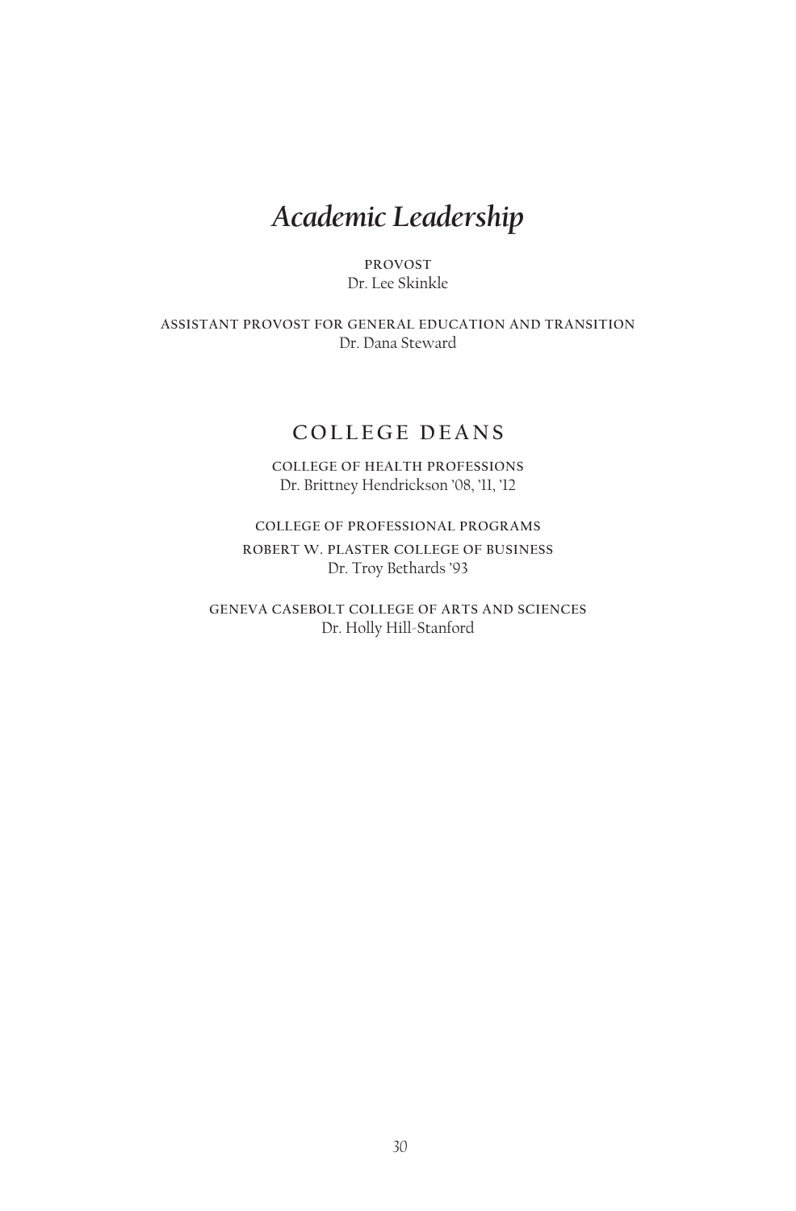# *Academic Leadership*

PROVOST
Dr. Lee Skinkle

ASSISTANT PROVOST FOR GENERAL EDUCATION AND TRANSITION
Dr. Dana Steward

## COLLEGE DEANS

COLLEGE OF HEALTH PROFESSIONS
Dr. Brittney Hendrickson '08, '11, '12

COLLEGE OF PROFESSIONAL PROGRAMS
ROBERT W. PLASTER COLLEGE OF BUSINESS
Dr. Troy Bethards '93

GENEVA CASEBOLT COLLEGE OF ARTS AND SCIENCES
Dr. Holly Hill-Stanford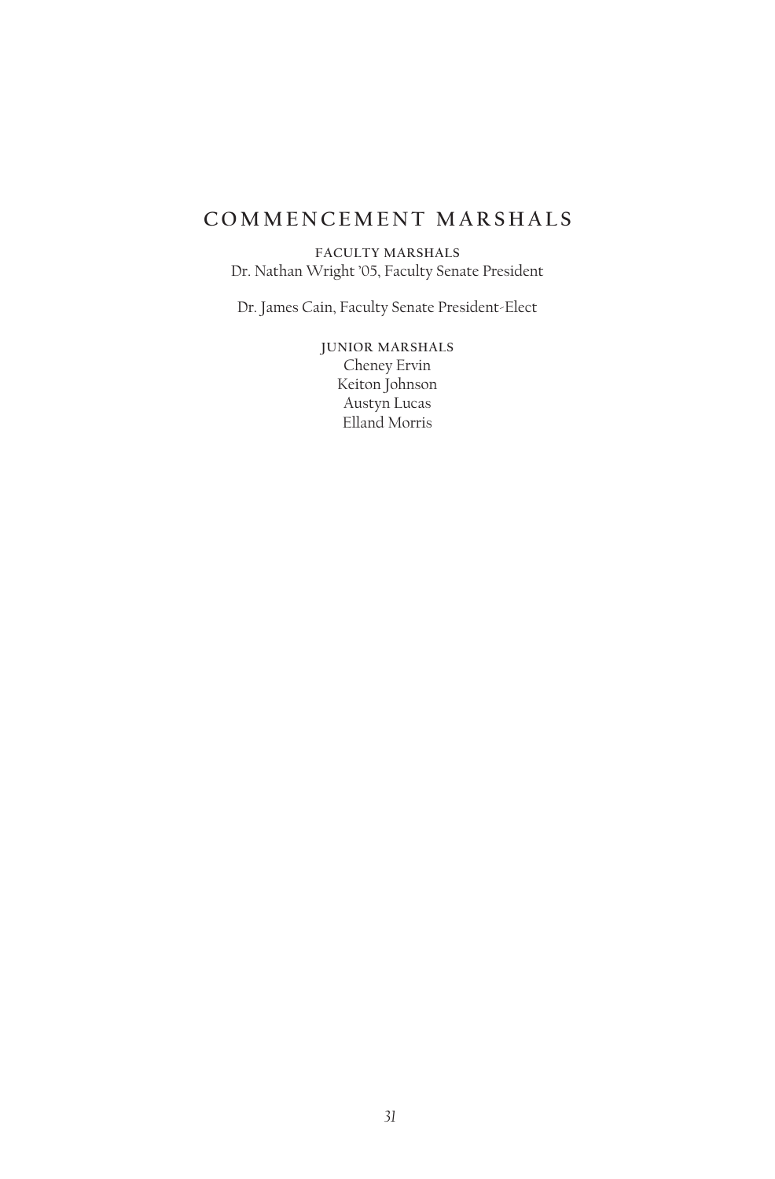# COMMENCEMENT MARSHALS

### FACULTY MARSHALS

Dr. Nathan Wright '05, Faculty Senate President

Dr. James Cain, Faculty Senate President-Elect

### JUNIOR MARSHALS

Cheney Ervin
Keiton Johnson
Austyn Lucas
Elland Morris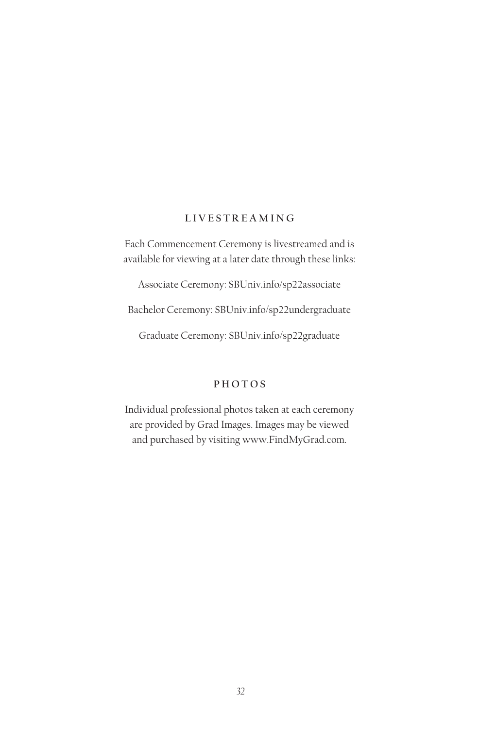## LIVESTREAMING

Each Commencement Ceremony is livestreamed and is available for viewing at a later date through these links:

Associate Ceremony: SBUniv.info/sp22associate

Bachelor Ceremony: SBUniv.info/sp22undergraduate

Graduate Ceremony: SBUniv.info/sp22graduate

## PHOTOS

Individual professional photos taken at each ceremony are provided by Grad Images. Images may be viewed and purchased by visiting www.FindMyGrad.com.